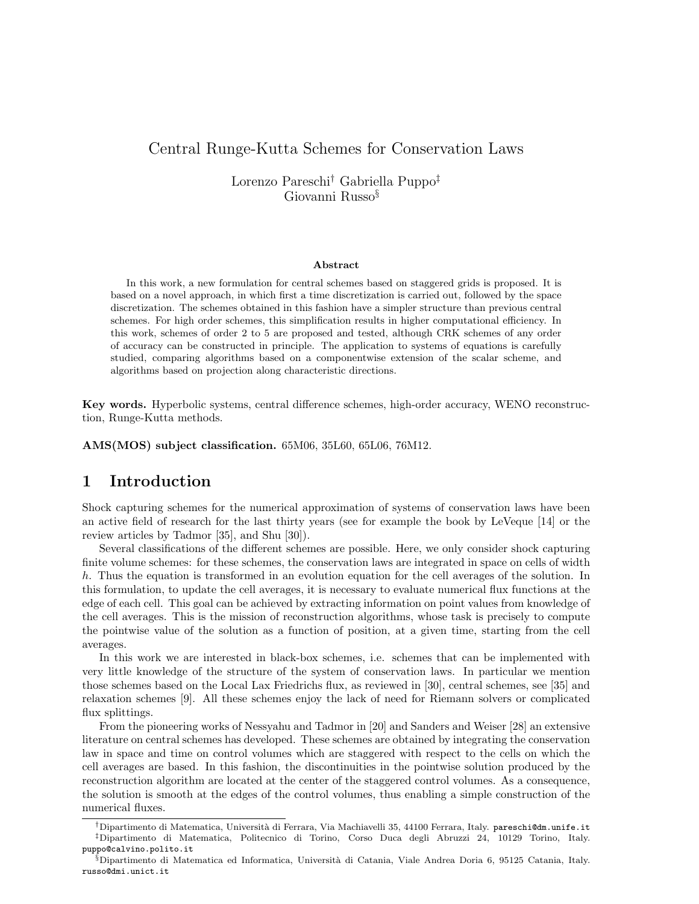# Central Runge-Kutta Schemes for Conservation Laws

Lorenzo Pareschi[†] Gabriella Puppo[‡]
Giovanni Russo[§]

**Abstract**

In this work, a new formulation for central schemes based on staggered grids is proposed. It is based on a novel approach, in which first a time discretization is carried out, followed by the space discretization. The schemes obtained in this fashion have a simpler structure than previous central schemes. For high order schemes, this simplification results in higher computational efficiency. In this work, schemes of order 2 to 5 are proposed and tested, although CRK schemes of any order of accuracy can be constructed in principle. The application to systems of equations is carefully studied, comparing algorithms based on a componentwise extension of the scalar scheme, and algorithms based on projection along characteristic directions.

**Key words.** Hyperbolic systems, central difference schemes, high-order accuracy, WENO reconstruction, Runge-Kutta methods.

**AMS(MOS) subject classification.** 65M06, 35L60, 65L06, 76M12.

## 1 Introduction

Shock capturing schemes for the numerical approximation of systems of conservation laws have been an active field of research for the last thirty years (see for example the book by LeVeque [14] or the review articles by Tadmor [35], and Shu [30]).

Several classifications of the different schemes are possible. Here, we only consider shock capturing finite volume schemes: for these schemes, the conservation laws are integrated in space on cells of width $h$. Thus the equation is transformed in an evolution equation for the cell averages of the solution. In this formulation, to update the cell averages, it is necessary to evaluate numerical flux functions at the edge of each cell. This goal can be achieved by extracting information on point values from knowledge of the cell averages. This is the mission of reconstruction algorithms, whose task is precisely to compute the pointwise value of the solution as a function of position, at a given time, starting from the cell averages.

In this work we are interested in black-box schemes, i.e. schemes that can be implemented with very little knowledge of the structure of the system of conservation laws. In particular we mention those schemes based on the Local Lax Friedrichs flux, as reviewed in [30], central schemes, see [35] and relaxation schemes [9]. All these schemes enjoy the lack of need for Riemann solvers or complicated flux splittings.

From the pioneering works of Nessyahu and Tadmor in [20] and Sanders and Weiser [28] an extensive literature on central schemes has developed. These schemes are obtained by integrating the conservation law in space and time on control volumes which are staggered with respect to the cells on which the cell averages are based. In this fashion, the discontinuities in the pointwise solution produced by the reconstruction algorithm are located at the center of the staggered control volumes. As a consequence, the solution is smooth at the edges of the control volumes, thus enabling a simple construction of the numerical fluxes.

---

[†]Dipartimento di Matematica, Università di Ferrara, Via Machiavelli 35, 44100 Ferrara, Italy. pareschi@dm.unife.it

[‡]Dipartimento di Matematica, Politecnico di Torino, Corso Duca degli Abruzzi 24, 10129 Torino, Italy. puppo@calvino.polito.it

[§]Dipartimento di Matematica ed Informatica, Università di Catania, Viale Andrea Doria 6, 95125 Catania, Italy. russo@dmi.unict.it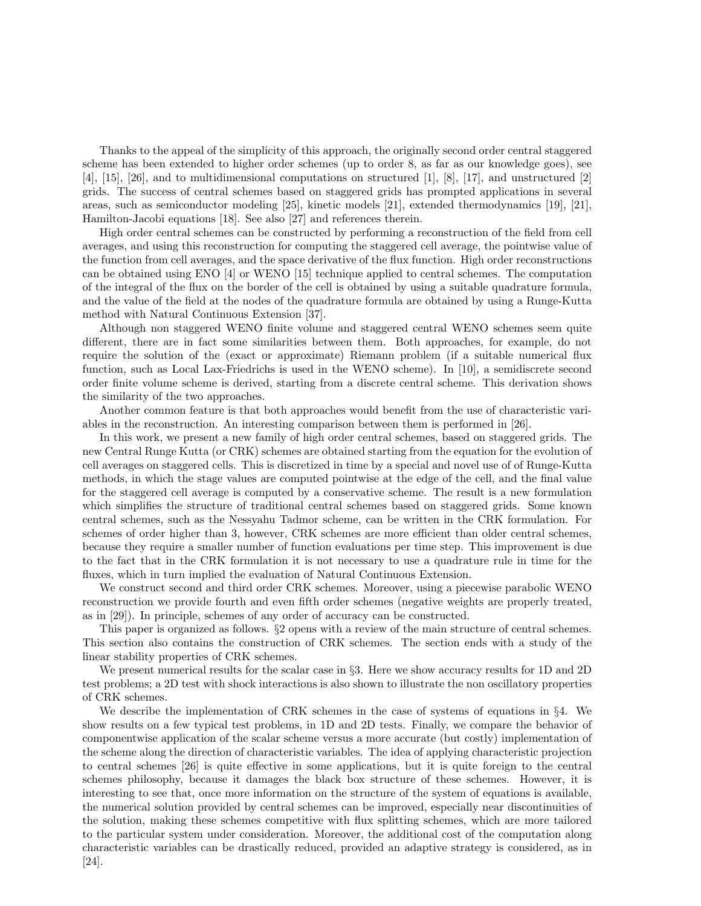Thanks to the appeal of the simplicity of this approach, the originally second order central staggered scheme has been extended to higher order schemes (up to order 8, as far as our knowledge goes), see [4], [15], [26], and to multidimensional computations on structured [1], [8], [17], and unstructured [2] grids. The success of central schemes based on staggered grids has prompted applications in several areas, such as semiconductor modeling [25], kinetic models [21], extended thermodynamics [19], [21], Hamilton-Jacobi equations [18]. See also [27] and references therein.

High order central schemes can be constructed by performing a reconstruction of the field from cell averages, and using this reconstruction for computing the staggered cell average, the pointwise value of the function from cell averages, and the space derivative of the flux function. High order reconstructions can be obtained using ENO [4] or WENO [15] technique applied to central schemes. The computation of the integral of the flux on the border of the cell is obtained by using a suitable quadrature formula, and the value of the field at the nodes of the quadrature formula are obtained by using a Runge-Kutta method with Natural Continuous Extension [37].

Although non staggered WENO finite volume and staggered central WENO schemes seem quite different, there are in fact some similarities between them. Both approaches, for example, do not require the solution of the (exact or approximate) Riemann problem (if a suitable numerical flux function, such as Local Lax-Friedrichs is used in the WENO scheme). In [10], a semidiscrete second order finite volume scheme is derived, starting from a discrete central scheme. This derivation shows the similarity of the two approaches.

Another common feature is that both approaches would benefit from the use of characteristic variables in the reconstruction. An interesting comparison between them is performed in [26].

In this work, we present a new family of high order central schemes, based on staggered grids. The new Central Runge Kutta (or CRK) schemes are obtained starting from the equation for the evolution of cell averages on staggered cells. This is discretized in time by a special and novel use of of Runge-Kutta methods, in which the stage values are computed pointwise at the edge of the cell, and the final value for the staggered cell average is computed by a conservative scheme. The result is a new formulation which simplifies the structure of traditional central schemes based on staggered grids. Some known central schemes, such as the Nessyahu Tadmor scheme, can be written in the CRK formulation. For schemes of order higher than 3, however, CRK schemes are more efficient than older central schemes, because they require a smaller number of function evaluations per time step. This improvement is due to the fact that in the CRK formulation it is not necessary to use a quadrature rule in time for the fluxes, which in turn implied the evaluation of Natural Continuous Extension.

We construct second and third order CRK schemes. Moreover, using a piecewise parabolic WENO reconstruction we provide fourth and even fifth order schemes (negative weights are properly treated, as in [29]). In principle, schemes of any order of accuracy can be constructed.

This paper is organized as follows. §2 opens with a review of the main structure of central schemes. This section also contains the construction of CRK schemes. The section ends with a study of the linear stability properties of CRK schemes.

We present numerical results for the scalar case in §3. Here we show accuracy results for 1D and 2D test problems; a 2D test with shock interactions is also shown to illustrate the non oscillatory properties of CRK schemes.

We describe the implementation of CRK schemes in the case of systems of equations in §4. We show results on a few typical test problems, in 1D and 2D tests. Finally, we compare the behavior of componentwise application of the scalar scheme versus a more accurate (but costly) implementation of the scheme along the direction of characteristic variables. The idea of applying characteristic projection to central schemes [26] is quite effective in some applications, but it is quite foreign to the central schemes philosophy, because it damages the black box structure of these schemes. However, it is interesting to see that, once more information on the structure of the system of equations is available, the numerical solution provided by central schemes can be improved, especially near discontinuities of the solution, making these schemes competitive with flux splitting schemes, which are more tailored to the particular system under consideration. Moreover, the additional cost of the computation along characteristic variables can be drastically reduced, provided an adaptive strategy is considered, as in [24].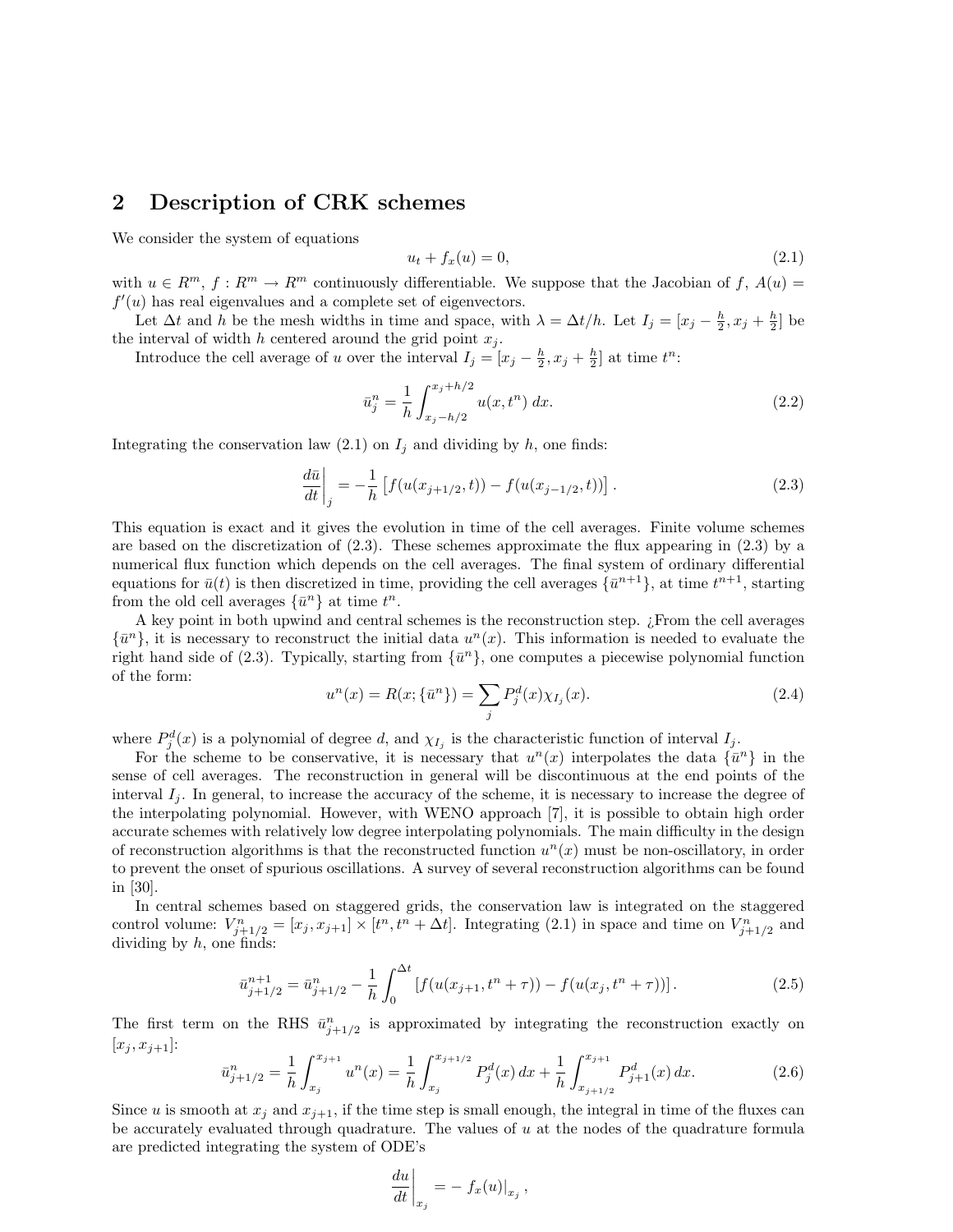## 2 Description of CRK schemes

We consider the system of equations

$$u_t + f_x(u) = 0, \tag{2.1}$$

with $u \in R^m$, $f : R^m \to R^m$ continuously differentiable. We suppose that the Jacobian of $f$, $A(u) = f'(u)$ has real eigenvalues and a complete set of eigenvectors.

Let $\Delta t$ and $h$ be the mesh widths in time and space, with $\lambda = \Delta t/h$. Let $I_j = [x_j - \frac{h}{2}, x_j + \frac{h}{2}]$ be the interval of width $h$ centered around the grid point $x_j$.

Introduce the cell average of $u$ over the interval $I_j = [x_j - \frac{h}{2}, x_j + \frac{h}{2}]$ at time $t^n$:

$$\bar{u}_j^n = \frac{1}{h}\int_{x_j-h/2}^{x_j+h/2} u(x, t^n)\, dx. \tag{2.2}$$

Integrating the conservation law (2.1) on $I_j$ and dividing by $h$, one finds:

$$\left.\frac{d\bar{u}}{dt}\right|_j = -\frac{1}{h}\left[f(u(x_{j+1/2}, t)) - f(u(x_{j-1/2}, t))\right]. \tag{2.3}$$

This equation is exact and it gives the evolution in time of the cell averages. Finite volume schemes are based on the discretization of (2.3). These schemes approximate the flux appearing in (2.3) by a numerical flux function which depends on the cell averages. The final system of ordinary differential equations for $\bar{u}(t)$ is then discretized in time, providing the cell averages $\{\bar{u}^{n+1}\}$, at time $t^{n+1}$, starting from the old cell averages $\{\bar{u}^n\}$ at time $t^n$.

A key point in both upwind and central schemes is the reconstruction step. ¿From the cell averages $\{\bar{u}^n\}$, it is necessary to reconstruct the initial data $u^n(x)$. This information is needed to evaluate the right hand side of (2.3). Typically, starting from $\{\bar{u}^n\}$, one computes a piecewise polynomial function of the form:

$$u^n(x) = R(x; \{\bar{u}^n\}) = \sum_j P_j^d(x)\chi_{I_j}(x). \tag{2.4}$$

where $P_j^d(x)$ is a polynomial of degree $d$, and $\chi_{I_j}$ is the characteristic function of interval $I_j$.

For the scheme to be conservative, it is necessary that $u^n(x)$ interpolates the data $\{\bar{u}^n\}$ in the sense of cell averages. The reconstruction in general will be discontinuous at the end points of the interval $I_j$. In general, to increase the accuracy of the scheme, it is necessary to increase the degree of the interpolating polynomial. However, with WENO approach [7], it is possible to obtain high order accurate schemes with relatively low degree interpolating polynomials. The main difficulty in the design of reconstruction algorithms is that the reconstructed function $u^n(x)$ must be non-oscillatory, in order to prevent the onset of spurious oscillations. A survey of several reconstruction algorithms can be found in [30].

In central schemes based on staggered grids, the conservation law is integrated on the staggered control volume: $V_{j+1/2}^n = [x_j, x_{j+1}] \times [t^n, t^n + \Delta t]$. Integrating (2.1) in space and time on $V_{j+1/2}^n$ and dividing by $h$, one finds:

$$\bar{u}_{j+1/2}^{n+1} = \bar{u}_{j+1/2}^n - \frac{1}{h}\int_0^{\Delta t} \left[f(u(x_{j+1}, t^n + \tau)) - f(u(x_j, t^n + \tau))\right]. \tag{2.5}$$

The first term on the RHS $\bar{u}_{j+1/2}^n$ is approximated by integrating the reconstruction exactly on $[x_j, x_{j+1}]$:

$$\bar{u}_{j+1/2}^n = \frac{1}{h}\int_{x_j}^{x_{j+1}} u^n(x) = \frac{1}{h}\int_{x_j}^{x_{j+1/2}} P_j^d(x)\, dx + \frac{1}{h}\int_{x_{j+1/2}}^{x_{j+1}} P_{j+1}^d(x)\, dx. \tag{2.6}$$

Since $u$ is smooth at $x_j$ and $x_{j+1}$, if the time step is small enough, the integral in time of the fluxes can be accurately evaluated through quadrature. The values of $u$ at the nodes of the quadrature formula are predicted integrating the system of ODE's

$$\left.\frac{du}{dt}\right|_{x_j} = -\left. f_x(u)\right|_{x_j},$$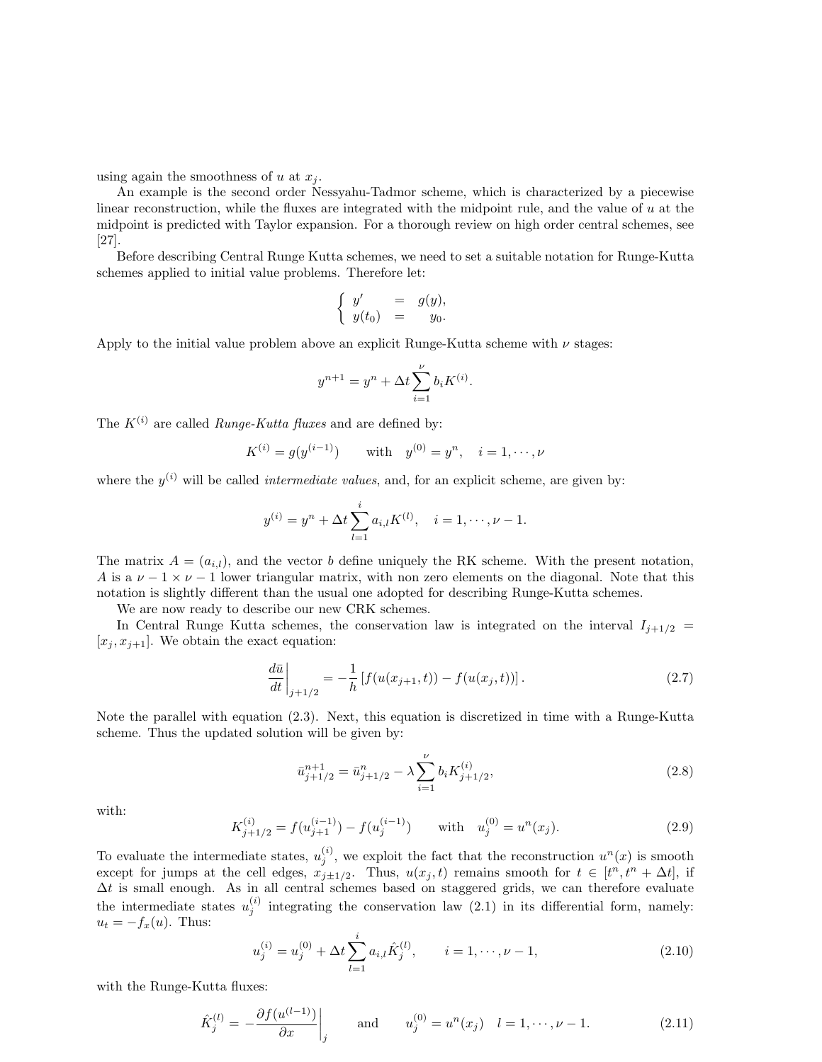using again the smoothness of $u$ at $x_j$.

An example is the second order Nessyahu-Tadmor scheme, which is characterized by a piecewise linear reconstruction, while the fluxes are integrated with the midpoint rule, and the value of $u$ at the midpoint is predicted with Taylor expansion. For a thorough review on high order central schemes, see [27].

Before describing Central Runge Kutta schemes, we need to set a suitable notation for Runge-Kutta schemes applied to initial value problems. Therefore let:

$$\left\{ \begin{array}{rcl} y' & = & g(y), \\ y(t_0) & = & y_0. \end{array} \right.$$

Apply to the initial value problem above an explicit Runge-Kutta scheme with $\nu$ stages:

$$y^{n+1} = y^n + \Delta t \sum_{i=1}^{\nu} b_i K^{(i)}.$$

The $K^{(i)}$ are called *Runge-Kutta fluxes* and are defined by:

$$K^{(i)} = g(y^{(i-1)}) \qquad \text{with} \quad y^{(0)} = y^n, \quad i = 1, \cdots, \nu$$

where the $y^{(i)}$ will be called *intermediate values*, and, for an explicit scheme, are given by:

$$y^{(i)} = y^n + \Delta t \sum_{l=1}^{i} a_{i,l} K^{(l)}, \quad i = 1, \cdots, \nu - 1.$$

The matrix $A = (a_{i,l})$, and the vector $b$ define uniquely the RK scheme. With the present notation, $A$ is a $\nu - 1 \times \nu - 1$ lower triangular matrix, with non zero elements on the diagonal. Note that this notation is slightly different than the usual one adopted for describing Runge-Kutta schemes.

We are now ready to describe our new CRK schemes.

In Central Runge Kutta schemes, the conservation law is integrated on the interval $I_{j+1/2} = [x_j, x_{j+1}]$. We obtain the exact equation:

$$\left. \frac{d\bar{u}}{dt} \right|_{j+1/2} = -\frac{1}{h} \left[ f(u(x_{j+1}, t)) - f(u(x_j, t)) \right]. \tag{2.7}$$

Note the parallel with equation (2.3). Next, this equation is discretized in time with a Runge-Kutta scheme. Thus the updated solution will be given by:

$$\bar{u}^{n+1}_{j+1/2} = \bar{u}^n_{j+1/2} - \lambda \sum_{i=1}^{\nu} b_i K^{(i)}_{j+1/2}, \tag{2.8}$$

with:

$$K^{(i)}_{j+1/2} = f(u^{(i-1)}_{j+1}) - f(u^{(i-1)}_j) \qquad \text{with} \quad u^{(0)}_j = u^n(x_j). \tag{2.9}$$

To evaluate the intermediate states, $u^{(i)}_j$, we exploit the fact that the reconstruction $u^n(x)$ is smooth except for jumps at the cell edges, $x_{j \pm 1/2}$. Thus, $u(x_j, t)$ remains smooth for $t \in [t^n, t^n + \Delta t]$, if $\Delta t$ is small enough. As in all central schemes based on staggered grids, we can therefore evaluate the intermediate states $u^{(i)}_j$ integrating the conservation law (2.1) in its differential form, namely: $u_t = -f_x(u)$. Thus:

$$u^{(i)}_j = u^{(0)}_j + \Delta t \sum_{l=1}^{i} a_{i,l} \hat{K}^{(l)}_j, \qquad i = 1, \cdots, \nu - 1, \tag{2.10}$$

with the Runge-Kutta fluxes:

$$\hat{K}^{(l)}_j = -\left. \frac{\partial f(u^{(l-1)})}{\partial x} \right|_j \qquad \text{and} \qquad u^{(0)}_j = u^n(x_j) \quad l = 1, \cdots, \nu - 1. \tag{2.11}$$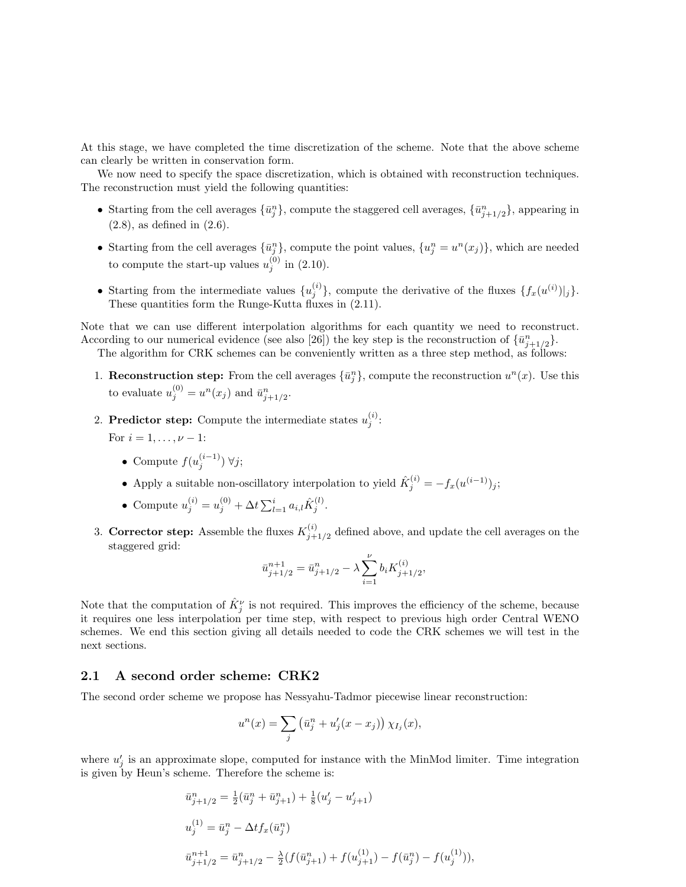At this stage, we have completed the time discretization of the scheme. Note that the above scheme can clearly be written in conservation form.

We now need to specify the space discretization, which is obtained with reconstruction techniques. The reconstruction must yield the following quantities:

- Starting from the cell averages $\{\bar{u}_j^n\}$, compute the staggered cell averages, $\{\bar{u}_{j+1/2}^n\}$, appearing in (2.8), as defined in (2.6).
- Starting from the cell averages $\{\bar{u}_j^n\}$, compute the point values, $\{u_j^n = u^n(x_j)\}$, which are needed to compute the start-up values $u_j^{(0)}$ in (2.10).
- Starting from the intermediate values $\{u_j^{(i)}\}$, compute the derivative of the fluxes $\{f_x(u^{(i)})|_j\}$. These quantities form the Runge-Kutta fluxes in (2.11).

Note that we can use different interpolation algorithms for each quantity we need to reconstruct. According to our numerical evidence (see also [26]) the key step is the reconstruction of $\{\bar{u}_{j+1/2}^n\}$.

The algorithm for CRK schemes can be conveniently written as a three step method, as follows:

1. **Reconstruction step:** From the cell averages $\{\bar{u}_j^n\}$, compute the reconstruction $u^n(x)$. Use this to evaluate $u_j^{(0)} = u^n(x_j)$ and $\bar{u}_{j+1/2}^n$.
2. **Predictor step:** Compute the intermediate states $u_j^{(i)}$:

   For $i = 1, \ldots, \nu - 1$:
   - Compute $f(u_j^{(i-1)})$ $\forall j$;
   - Apply a suitable non-oscillatory interpolation to yield $\hat{K}_j^{(i)} = -f_x(u^{(i-1)})_j$;
   - Compute $u_j^{(i)} = u_j^{(0)} + \Delta t \sum_{l=1}^{i} a_{i,l} \hat{K}_j^{(l)}$.
3. **Corrector step:** Assemble the fluxes $K_{j+1/2}^{(i)}$ defined above, and update the cell averages on the staggered grid:

$$\bar{u}_{j+1/2}^{n+1} = \bar{u}_{j+1/2}^n - \lambda \sum_{i=1}^{\nu} b_i K_{j+1/2}^{(i)},$$

Note that the computation of $\hat{K}_j^{\nu}$ is not required. This improves the efficiency of the scheme, because it requires one less interpolation per time step, with respect to previous high order Central WENO schemes. We end this section giving all details needed to code the CRK schemes we will test in the next sections.

## 2.1 A second order scheme: CRK2

The second order scheme we propose has Nessyahu-Tadmor piecewise linear reconstruction:

$$u^n(x) = \sum_j \left( \bar{u}_j^n + u'_j(x - x_j) \right) \chi_{I_j}(x),$$

where $u'_j$ is an approximate slope, computed for instance with the MinMod limiter. Time integration is given by Heun's scheme. Therefore the scheme is:

$$\bar{u}_{j+1/2}^n = \tfrac{1}{2}(\bar{u}_j^n + \bar{u}_{j+1}^n) + \tfrac{1}{8}(u'_j - u'_{j+1})$$

$$u_j^{(1)} = \bar{u}_j^n - \Delta t f_x(\bar{u}_j^n)$$

$$\bar{u}_{j+1/2}^{n+1} = \bar{u}_{j+1/2}^n - \tfrac{\lambda}{2}(f(\bar{u}_{j+1}^n) + f(u_{j+1}^{(1)}) - f(\bar{u}_j^n) - f(u_j^{(1)})),$$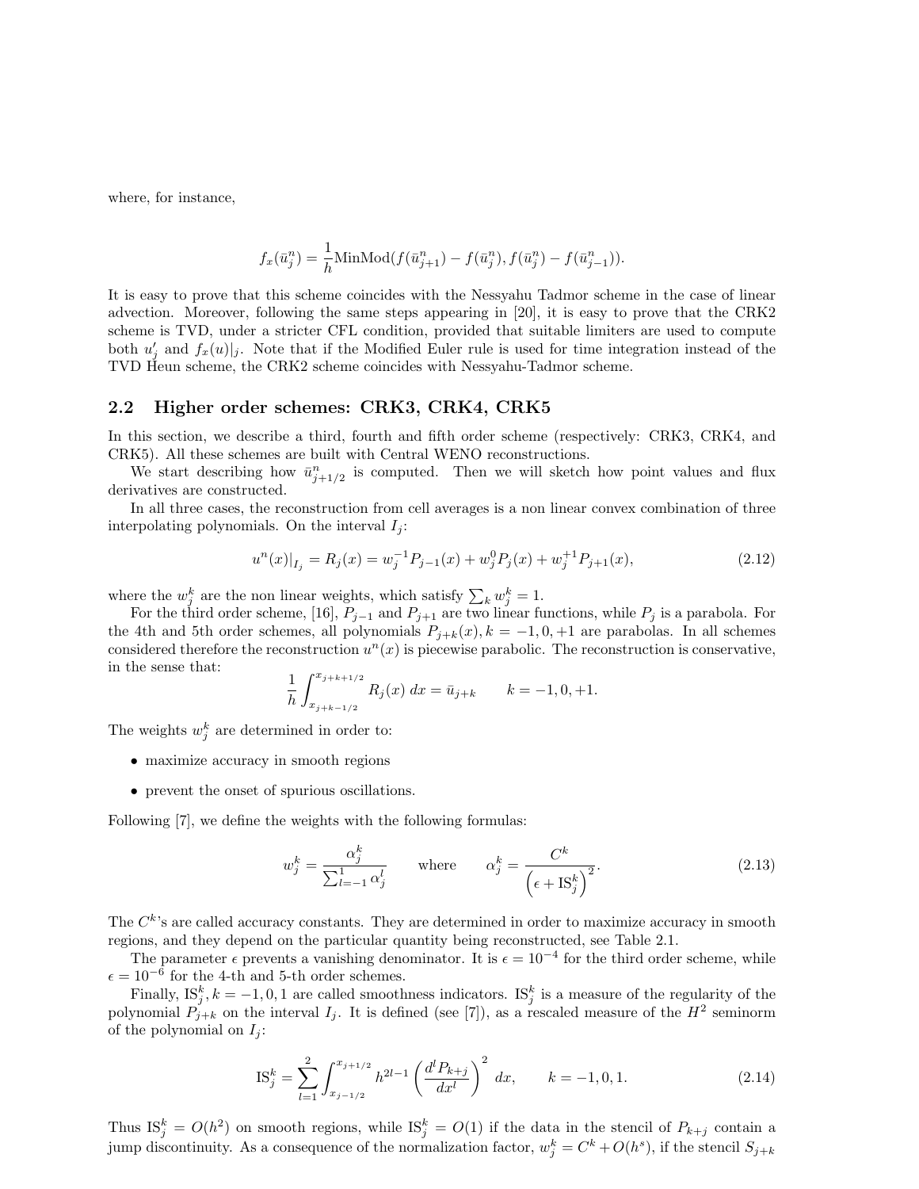where, for instance,

$$f_x(\bar{u}_j^n) = \frac{1}{h}\text{MinMod}(f(\bar{u}_{j+1}^n) - f(\bar{u}_j^n), f(\bar{u}_j^n) - f(\bar{u}_{j-1}^n)).$$

It is easy to prove that this scheme coincides with the Nessyahu Tadmor scheme in the case of linear advection. Moreover, following the same steps appearing in [20], it is easy to prove that the CRK2 scheme is TVD, under a stricter CFL condition, provided that suitable limiters are used to compute both $u_j'$ and $f_x(u)|_j$. Note that if the Modified Euler rule is used for time integration instead of the TVD Heun scheme, the CRK2 scheme coincides with Nessyahu-Tadmor scheme.

## 2.2 Higher order schemes: CRK3, CRK4, CRK5

In this section, we describe a third, fourth and fifth order scheme (respectively: CRK3, CRK4, and CRK5). All these schemes are built with Central WENO reconstructions.

We start describing how $\bar{u}_{j+1/2}^n$ is computed. Then we will sketch how point values and flux derivatives are constructed.

In all three cases, the reconstruction from cell averages is a non linear convex combination of three interpolating polynomials. On the interval $I_j$:

$$u^n(x)|_{I_j} = R_j(x) = w_j^{-1}P_{j-1}(x) + w_j^0 P_j(x) + w_j^{+1}P_{j+1}(x), \tag{2.12}$$

where the $w_j^k$ are the non linear weights, which satisfy $\sum_k w_j^k = 1$.

For the third order scheme, [16], $P_{j-1}$ and $P_{j+1}$ are two linear functions, while $P_j$ is a parabola. For the 4th and 5th order schemes, all polynomials $P_{j+k}(x), k = -1, 0, +1$ are parabolas. In all schemes considered therefore the reconstruction $u^n(x)$ is piecewise parabolic. The reconstruction is conservative, in the sense that:

$$\frac{1}{h}\int_{x_{j+k-1/2}}^{x_{j+k+1/2}} R_j(x)\, dx = \bar{u}_{j+k} \qquad k = -1, 0, +1.$$

The weights $w_j^k$ are determined in order to:

- maximize accuracy in smooth regions
- prevent the onset of spurious oscillations.

Following [7], we define the weights with the following formulas:

$$w_j^k = \frac{\alpha_j^k}{\sum_{l=-1}^{1} \alpha_j^l} \qquad \text{where} \qquad \alpha_j^k = \frac{C^k}{\left(\epsilon + \text{IS}_j^k\right)^2}. \tag{2.13}$$

The $C^k$'s are called accuracy constants. They are determined in order to maximize accuracy in smooth regions, and they depend on the particular quantity being reconstructed, see Table 2.1.

The parameter $\epsilon$ prevents a vanishing denominator. It is $\epsilon = 10^{-4}$ for the third order scheme, while $\epsilon = 10^{-6}$ for the 4-th and 5-th order schemes.

Finally, $\text{IS}_j^k, k = -1, 0, 1$ are called smoothness indicators. $\text{IS}_j^k$ is a measure of the regularity of the polynomial $P_{j+k}$ on the interval $I_j$. It is defined (see [7]), as a rescaled measure of the $H^2$ seminorm of the polynomial on $I_j$:

$$\text{IS}_j^k = \sum_{l=1}^{2} \int_{x_{j-1/2}}^{x_{j+1/2}} h^{2l-1} \left(\frac{d^l P_{k+j}}{dx^l}\right)^2 \, dx, \qquad k = -1, 0, 1. \tag{2.14}$$

Thus $\text{IS}_j^k = O(h^2)$ on smooth regions, while $\text{IS}_j^k = O(1)$ if the data in the stencil of $P_{k+j}$ contain a jump discontinuity. As a consequence of the normalization factor, $w_j^k = C^k + O(h^s)$, if the stencil $S_{j+k}$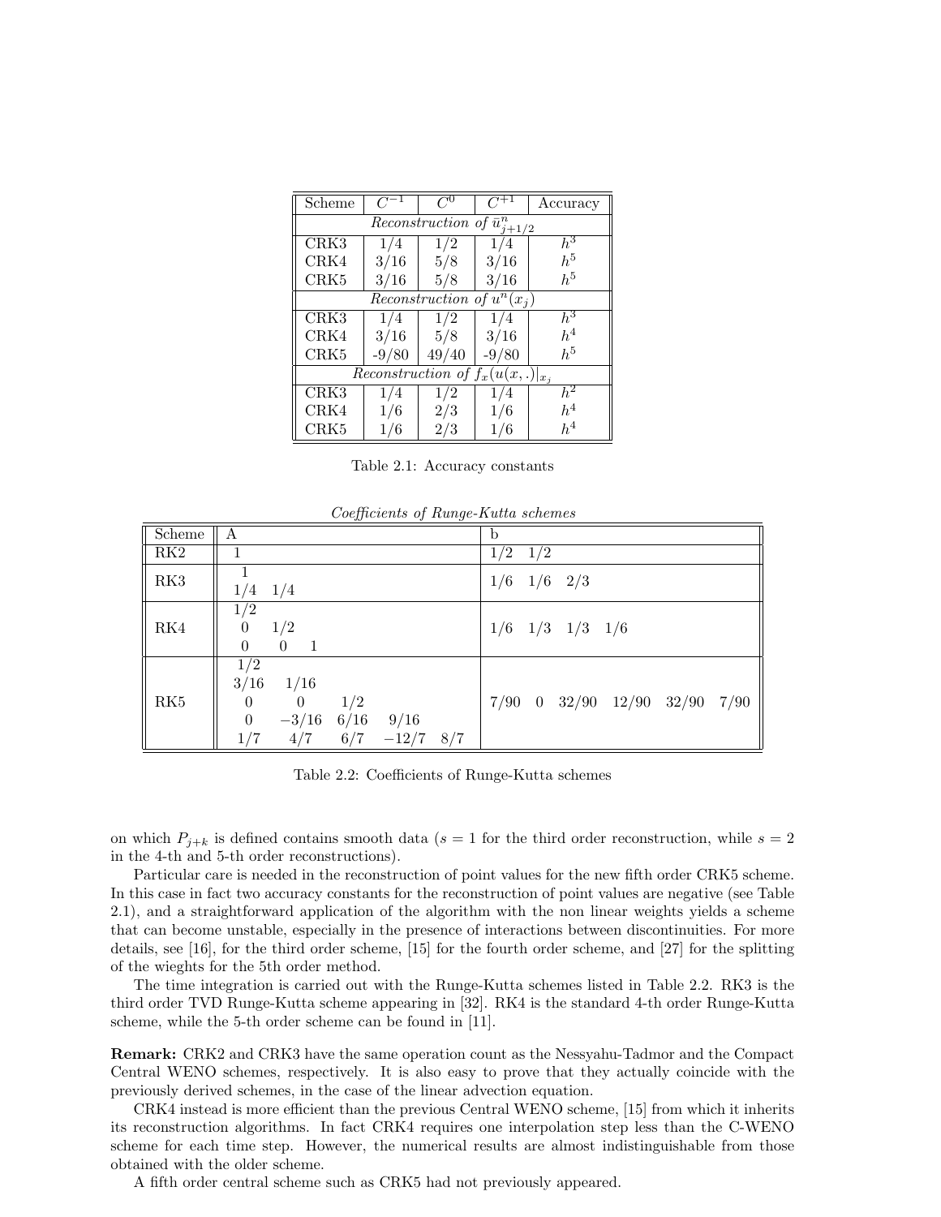| Scheme | $C^{-1}$ | $C^{0}$ | $C^{+1}$ | Accuracy |
|---|---|---|---|---|
| *Reconstruction of* $\bar{u}^n_{j+1/2}$ | | | | |
| CRK3 | 1/4 | 1/2 | 1/4 | $h^3$ |
| CRK4 | 3/16 | 5/8 | 3/16 | $h^5$ |
| CRK5 | 3/16 | 5/8 | 3/16 | $h^5$ |
| *Reconstruction of* $u^n(x_j)$ | | | | |
| CRK3 | 1/4 | 1/2 | 1/4 | $h^3$ |
| CRK4 | 3/16 | 5/8 | 3/16 | $h^4$ |
| CRK5 | -9/80 | 49/40 | -9/80 | $h^5$ |
| *Reconstruction of* $f_x(u(x,.)\vert_{x_j}$ | | | | |
| CRK3 | 1/4 | 1/2 | 1/4 | $h^2$ |
| CRK4 | 1/6 | 2/3 | 1/6 | $h^4$ |
| CRK5 | 1/6 | 2/3 | 1/6 | $h^4$ |

Table 2.1: Accuracy constants

*Coefficients of Runge-Kutta schemes*

| Scheme | A | b |
|---|---|---|
| RK2 | 1 | 1/2 1/2 |
| RK3 | 1<br>1/4 1/4 | 1/6 1/6 2/3 |
| RK4 | 1/2<br>0 1/2<br>0 0 1 | 1/6 1/3 1/3 1/6 |
| RK5 | 1/2<br>3/16 1/16<br>0 0 1/2<br>0 −3/16 6/16 9/16<br>1/7 4/7 6/7 −12/7 8/7 | 7/90 0 32/90 12/90 32/90 7/90 |

Table 2.2: Coefficients of Runge-Kutta schemes

on which $P_{j+k}$ is defined contains smooth data ($s = 1$ for the third order reconstruction, while $s = 2$ in the 4-th and 5-th order reconstructions).

Particular care is needed in the reconstruction of point values for the new fifth order CRK5 scheme. In this case in fact two accuracy constants for the reconstruction of point values are negative (see Table 2.1), and a straightforward application of the algorithm with the non linear weights yields a scheme that can become unstable, especially in the presence of interactions between discontinuities. For more details, see [16], for the third order scheme, [15] for the fourth order scheme, and [27] for the splitting of the wieghts for the 5th order method.

The time integration is carried out with the Runge-Kutta schemes listed in Table 2.2. RK3 is the third order TVD Runge-Kutta scheme appearing in [32]. RK4 is the standard 4-th order Runge-Kutta scheme, while the 5-th order scheme can be found in [11].

**Remark:** CRK2 and CRK3 have the same operation count as the Nessyahu-Tadmor and the Compact Central WENO schemes, respectively. It is also easy to prove that they actually coincide with the previously derived schemes, in the case of the linear advection equation.

CRK4 instead is more efficient than the previous Central WENO scheme, [15] from which it inherits its reconstruction algorithms. In fact CRK4 requires one interpolation step less than the C-WENO scheme for each time step. However, the numerical results are almost indistinguishable from those obtained with the older scheme.

A fifth order central scheme such as CRK5 had not previously appeared.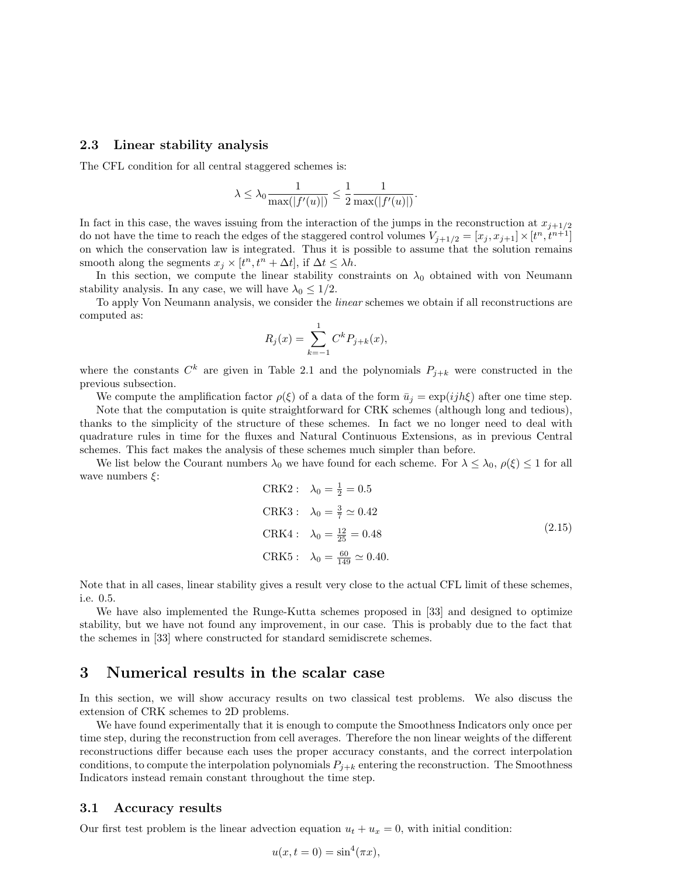### 2.3 Linear stability analysis

The CFL condition for all central staggered schemes is:

$$\lambda \leq \lambda_0 \frac{1}{\max(|f'(u)|)} \leq \frac{1}{2} \frac{1}{\max(|f'(u)|)}.$$

In fact in this case, the waves issuing from the interaction of the jumps in the reconstruction at $x_{j+1/2}$ do not have the time to reach the edges of the staggered control volumes $V_{j+1/2} = [x_j, x_{j+1}] \times [t^n, t^{n+1}]$ on which the conservation law is integrated. Thus it is possible to assume that the solution remains smooth along the segments $x_j \times [t^n, t^n + \Delta t]$, if $\Delta t \leq \lambda h$.

In this section, we compute the linear stability constraints on $\lambda_0$ obtained with von Neumann stability analysis. In any case, we will have $\lambda_0 \leq 1/2$.

To apply Von Neumann analysis, we consider the *linear* schemes we obtain if all reconstructions are computed as:

$$R_j(x) = \sum_{k=-1}^{1} C^k P_{j+k}(x),$$

where the constants $C^k$ are given in Table 2.1 and the polynomials $P_{j+k}$ were constructed in the previous subsection.

We compute the amplification factor $\rho(\xi)$ of a data of the form $\bar{u}_j = \exp(ijh\xi)$ after one time step.

Note that the computation is quite straightforward for CRK schemes (although long and tedious), thanks to the simplicity of the structure of these schemes. In fact we no longer need to deal with quadrature rules in time for the fluxes and Natural Continuous Extensions, as in previous Central schemes. This fact makes the analysis of these schemes much simpler than before.

We list below the Courant numbers $\lambda_0$ we have found for each scheme. For $\lambda \leq \lambda_0$, $\rho(\xi) \leq 1$ for all wave numbers $\xi$:

$$\begin{aligned}
\text{CRK2}: &\quad \lambda_0 = \tfrac{1}{2} = 0.5 \\
\text{CRK3}: &\quad \lambda_0 = \tfrac{3}{7} \simeq 0.42 \\
\text{CRK4}: &\quad \lambda_0 = \tfrac{12}{25} = 0.48 \\
\text{CRK5}: &\quad \lambda_0 = \tfrac{60}{149} \simeq 0.40.
\end{aligned} \tag{2.15}$$

Note that in all cases, linear stability gives a result very close to the actual CFL limit of these schemes, i.e. 0.5.

We have also implemented the Runge-Kutta schemes proposed in [33] and designed to optimize stability, but we have not found any improvement, in our case. This is probably due to the fact that the schemes in [33] where constructed for standard semidiscrete schemes.

## 3 Numerical results in the scalar case

In this section, we will show accuracy results on two classical test problems. We also discuss the extension of CRK schemes to 2D problems.

We have found experimentally that it is enough to compute the Smoothness Indicators only once per time step, during the reconstruction from cell averages. Therefore the non linear weights of the different reconstructions differ because each uses the proper accuracy constants, and the correct interpolation conditions, to compute the interpolation polynomials $P_{j+k}$ entering the reconstruction. The Smoothness Indicators instead remain constant throughout the time step.

### 3.1 Accuracy results

Our first test problem is the linear advection equation $u_t + u_x = 0$, with initial condition:

$$u(x, t = 0) = \sin^4(\pi x),$$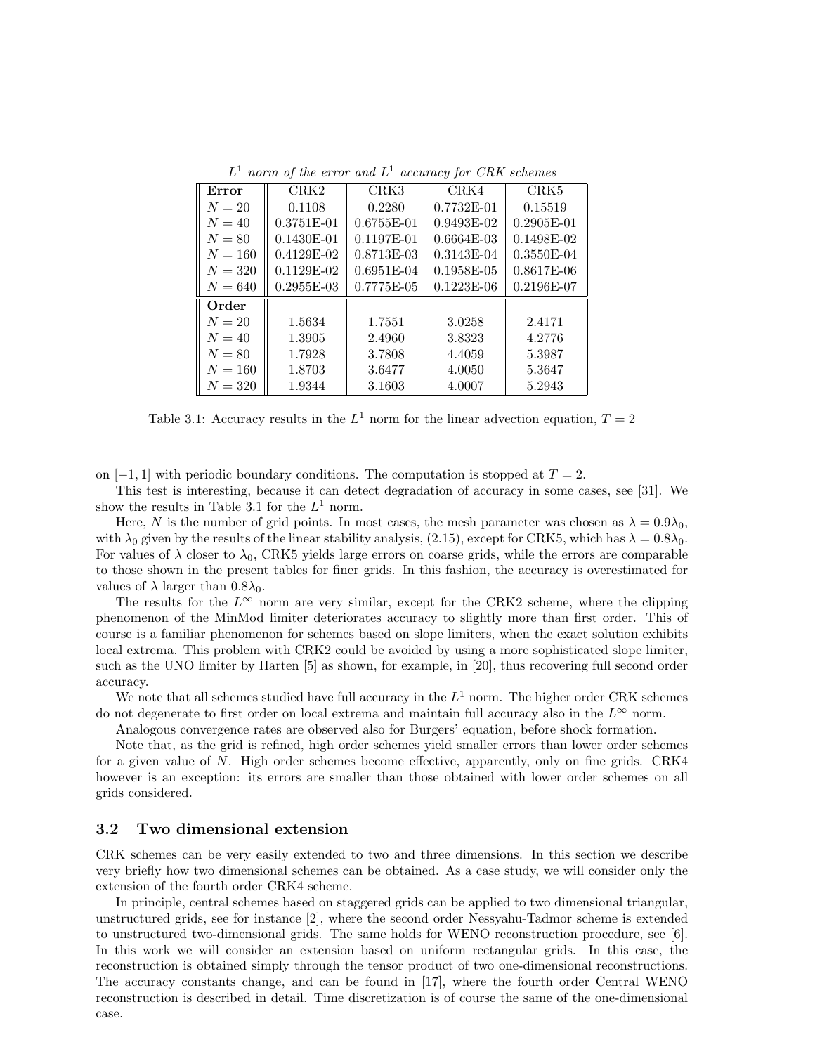*$L^1$ norm of the error and $L^1$ accuracy for CRK schemes*

| **Error** | CRK2 | CRK3 | CRK4 | CRK5 |
|---|---|---|---|---|
| $N = 20$ | 0.1108 | 0.2280 | 0.7732E-01 | 0.15519 |
| $N = 40$ | 0.3751E-01 | 0.6755E-01 | 0.9493E-02 | 0.2905E-01 |
| $N = 80$ | 0.1430E-01 | 0.1197E-01 | 0.6664E-03 | 0.1498E-02 |
| $N = 160$ | 0.4129E-02 | 0.8713E-03 | 0.3143E-04 | 0.3550E-04 |
| $N = 320$ | 0.1129E-02 | 0.6951E-04 | 0.1958E-05 | 0.8617E-06 |
| $N = 640$ | 0.2955E-03 | 0.7775E-05 | 0.1223E-06 | 0.2196E-07 |
| **Order** | | | | |
| $N = 20$ | 1.5634 | 1.7551 | 3.0258 | 2.4171 |
| $N = 40$ | 1.3905 | 2.4960 | 3.8323 | 4.2776 |
| $N = 80$ | 1.7928 | 3.7808 | 4.4059 | 5.3987 |
| $N = 160$ | 1.8703 | 3.6477 | 4.0050 | 5.3647 |
| $N = 320$ | 1.9344 | 3.1603 | 4.0007 | 5.2943 |

Table 3.1: Accuracy results in the $L^1$ norm for the linear advection equation, $T = 2$

on $[-1, 1]$ with periodic boundary conditions. The computation is stopped at $T = 2$.

This test is interesting, because it can detect degradation of accuracy in some cases, see [31]. We show the results in Table 3.1 for the $L^1$ norm.

Here, $N$ is the number of grid points. In most cases, the mesh parameter was chosen as $\lambda = 0.9\lambda_0$, with $\lambda_0$ given by the results of the linear stability analysis, (2.15), except for CRK5, which has $\lambda = 0.8\lambda_0$. For values of $\lambda$ closer to $\lambda_0$, CRK5 yields large errors on coarse grids, while the errors are comparable to those shown in the present tables for finer grids. In this fashion, the accuracy is overestimated for values of $\lambda$ larger than $0.8\lambda_0$.

The results for the $L^\infty$ norm are very similar, except for the CRK2 scheme, where the clipping phenomenon of the MinMod limiter deteriorates accuracy to slightly more than first order. This of course is a familiar phenomenon for schemes based on slope limiters, when the exact solution exhibits local extrema. This problem with CRK2 could be avoided by using a more sophisticated slope limiter, such as the UNO limiter by Harten [5] as shown, for example, in [20], thus recovering full second order accuracy.

We note that all schemes studied have full accuracy in the $L^1$ norm. The higher order CRK schemes do not degenerate to first order on local extrema and maintain full accuracy also in the $L^\infty$ norm.

Analogous convergence rates are observed also for Burgers' equation, before shock formation.

Note that, as the grid is refined, high order schemes yield smaller errors than lower order schemes for a given value of $N$. High order schemes become effective, apparently, only on fine grids. CRK4 however is an exception: its errors are smaller than those obtained with lower order schemes on all grids considered.

## 3.2 Two dimensional extension

CRK schemes can be very easily extended to two and three dimensions. In this section we describe very briefly how two dimensional schemes can be obtained. As a case study, we will consider only the extension of the fourth order CRK4 scheme.

In principle, central schemes based on staggered grids can be applied to two dimensional triangular, unstructured grids, see for instance [2], where the second order Nessyahu-Tadmor scheme is extended to unstructured two-dimensional grids. The same holds for WENO reconstruction procedure, see [6]. In this work we will consider an extension based on uniform rectangular grids. In this case, the reconstruction is obtained simply through the tensor product of two one-dimensional reconstructions. The accuracy constants change, and can be found in [17], where the fourth order Central WENO reconstruction is described in detail. Time discretization is of course the same of the one-dimensional case.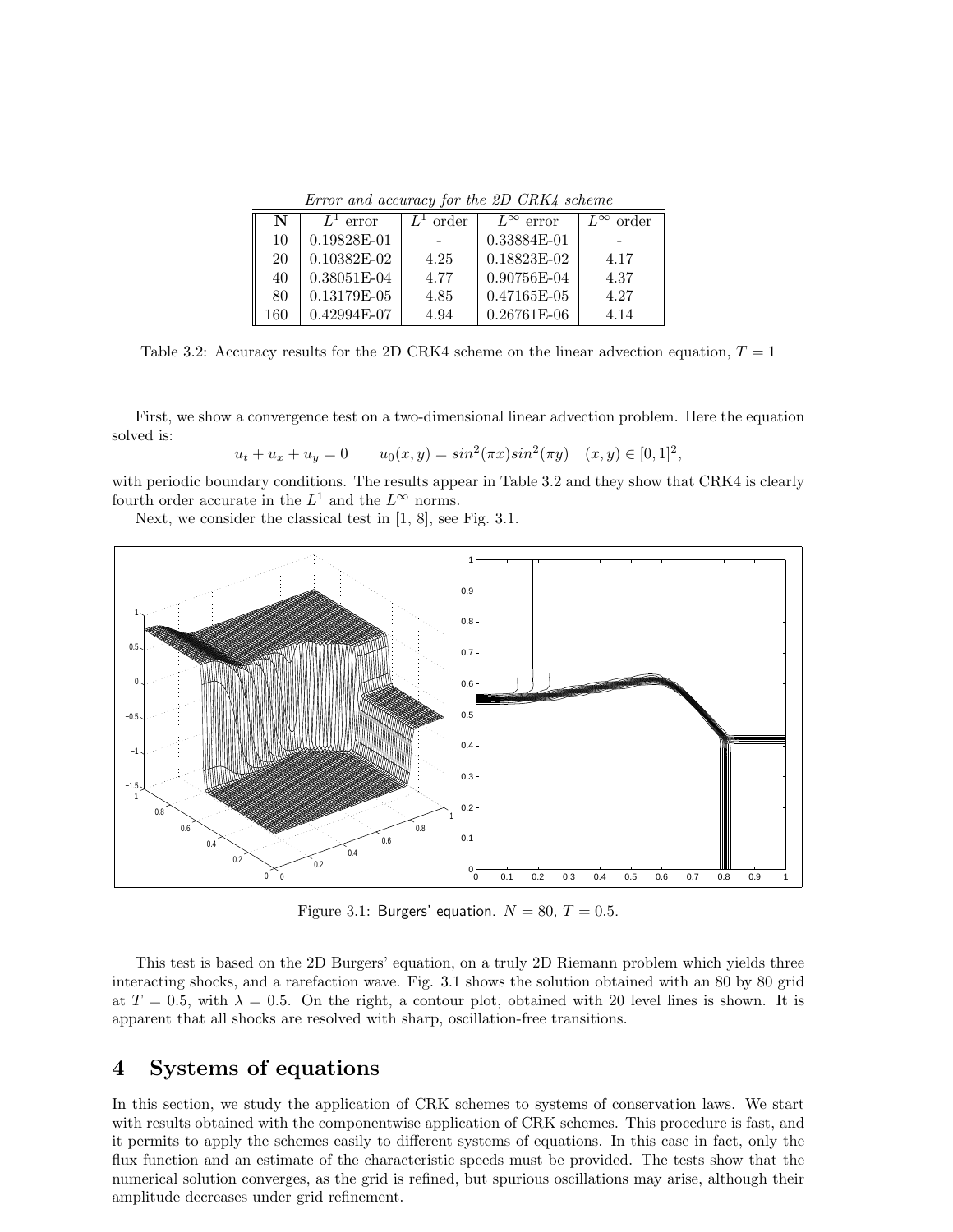*Error and accuracy for the 2D CRK4 scheme*

| N | $L^1$ error | $L^1$ order | $L^\infty$ error | $L^\infty$ order |
|---|---|---|---|---|
| 10 | 0.19828E-01 | - | 0.33884E-01 | - |
| 20 | 0.10382E-02 | 4.25 | 0.18823E-02 | 4.17 |
| 40 | 0.38051E-04 | 4.77 | 0.90756E-04 | 4.37 |
| 80 | 0.13179E-05 | 4.85 | 0.47165E-05 | 4.27 |
| 160 | 0.42994E-07 | 4.94 | 0.26761E-06 | 4.14 |

Table 3.2: Accuracy results for the 2D CRK4 scheme on the linear advection equation, $T = 1$

First, we show a convergence test on a two-dimensional linear advection problem. Here the equation solved is:

$$u_t + u_x + u_y = 0 \qquad u_0(x, y) = sin^2(\pi x) sin^2(\pi y) \quad (x, y) \in [0, 1]^2,$$

with periodic boundary conditions. The results appear in Table 3.2 and they show that CRK4 is clearly fourth order accurate in the $L^1$ and the $L^\infty$ norms.

Next, we consider the classical test in [1, 8], see Fig. 3.1.

Figure 3.1: Burgers' equation. $N = 80$, $T = 0.5$.

This test is based on the 2D Burgers' equation, on a truly 2D Riemann problem which yields three interacting shocks, and a rarefaction wave. Fig. 3.1 shows the solution obtained with an 80 by 80 grid at $T = 0.5$, with $\lambda = 0.5$. On the right, a contour plot, obtained with 20 level lines is shown. It is apparent that all shocks are resolved with sharp, oscillation-free transitions.

# 4 Systems of equations

In this section, we study the application of CRK schemes to systems of conservation laws. We start with results obtained with the componentwise application of CRK schemes. This procedure is fast, and it permits to apply the schemes easily to different systems of equations. In this case in fact, only the flux function and an estimate of the characteristic speeds must be provided. The tests show that the numerical solution converges, as the grid is refined, but spurious oscillations may arise, although their amplitude decreases under grid refinement.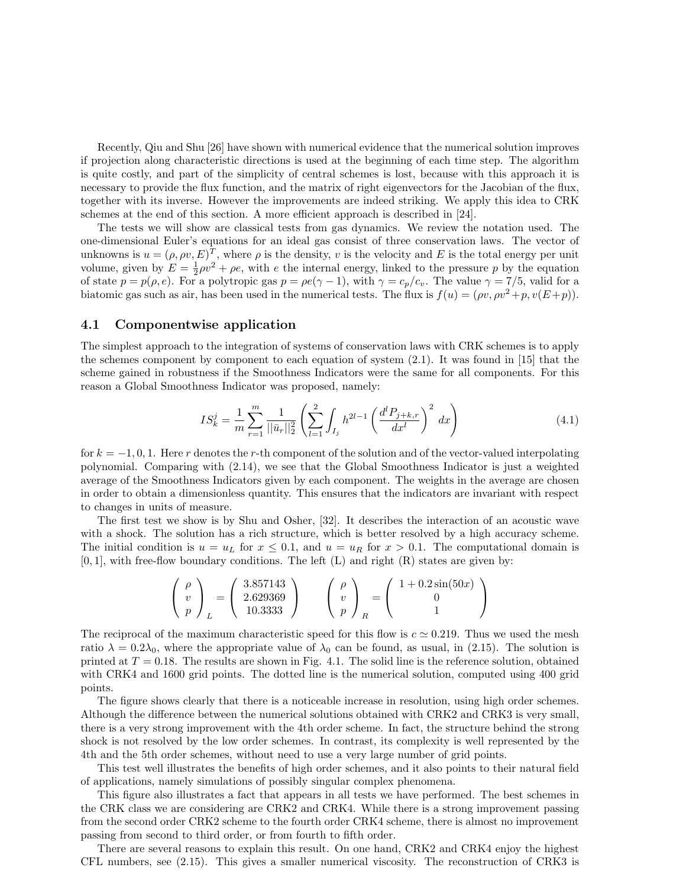Recently, Qiu and Shu [26] have shown with numerical evidence that the numerical solution improves if projection along characteristic directions is used at the beginning of each time step. The algorithm is quite costly, and part of the simplicity of central schemes is lost, because with this approach it is necessary to provide the flux function, and the matrix of right eigenvectors for the Jacobian of the flux, together with its inverse. However the improvements are indeed striking. We apply this idea to CRK schemes at the end of this section. A more efficient approach is described in [24].

The tests we will show are classical tests from gas dynamics. We review the notation used. The one-dimensional Euler's equations for an ideal gas consist of three conservation laws. The vector of unknowns is $u = (\rho, \rho v, E)^T$, where $\rho$ is the density, $v$ is the velocity and $E$ is the total energy per unit volume, given by $E = \frac{1}{2}\rho v^2 + \rho e$, with $e$ the internal energy, linked to the pressure $p$ by the equation of state $p = p(\rho, e)$. For a polytropic gas $p = \rho e(\gamma - 1)$, with $\gamma = c_p/c_v$. The value $\gamma = 7/5$, valid for a biatomic gas such as air, has been used in the numerical tests. The flux is $f(u) = (\rho v, \rho v^2 + p, v(E+p))$.

## 4.1 Componentwise application

The simplest approach to the integration of systems of conservation laws with CRK schemes is to apply the schemes component by component to each equation of system (2.1). It was found in [15] that the scheme gained in robustness if the Smoothness Indicators were the same for all components. For this reason a Global Smoothness Indicator was proposed, namely:

$$IS_k^j = \frac{1}{m}\sum_{r=1}^{m}\frac{1}{||\bar{u}_r||_2^2}\left(\sum_{l=1}^{2}\int_{I_j} h^{2l-1}\left(\frac{d^l P_{j+k,r}}{dx^l}\right)^2 dx\right) \tag{4.1}$$

for $k = -1, 0, 1$. Here $r$ denotes the $r$-th component of the solution and of the vector-valued interpolating polynomial. Comparing with (2.14), we see that the Global Smoothness Indicator is just a weighted average of the Smoothness Indicators given by each component. The weights in the average are chosen in order to obtain a dimensionless quantity. This ensures that the indicators are invariant with respect to changes in units of measure.

The first test we show is by Shu and Osher, [32]. It describes the interaction of an acoustic wave with a shock. The solution has a rich structure, which is better resolved by a high accuracy scheme. The initial condition is $u = u_L$ for $x \leq 0.1$, and $u = u_R$ for $x > 0.1$. The computational domain is $[0, 1]$, with free-flow boundary conditions. The left (L) and right (R) states are given by:

$$\begin{pmatrix} \rho \\ v \\ p \end{pmatrix}_L = \begin{pmatrix} 3.857143 \\ 2.629369 \\ 10.3333 \end{pmatrix} \qquad \begin{pmatrix} \rho \\ v \\ p \end{pmatrix}_R = \begin{pmatrix} 1 + 0.2\sin(50x) \\ 0 \\ 1 \end{pmatrix}$$

The reciprocal of the maximum characteristic speed for this flow is $c \simeq 0.219$. Thus we used the mesh ratio $\lambda = 0.2\lambda_0$, where the appropriate value of $\lambda_0$ can be found, as usual, in (2.15). The solution is printed at $T = 0.18$. The results are shown in Fig. 4.1. The solid line is the reference solution, obtained with CRK4 and 1600 grid points. The dotted line is the numerical solution, computed using 400 grid points.

The figure shows clearly that there is a noticeable increase in resolution, using high order schemes. Although the difference between the numerical solutions obtained with CRK2 and CRK3 is very small, there is a very strong improvement with the 4th order scheme. In fact, the structure behind the strong shock is not resolved by the low order schemes. In contrast, its complexity is well represented by the 4th and the 5th order schemes, without need to use a very large number of grid points.

This test well illustrates the benefits of high order schemes, and it also points to their natural field of applications, namely simulations of possibly singular complex phenomena.

This figure also illustrates a fact that appears in all tests we have performed. The best schemes in the CRK class we are considering are CRK2 and CRK4. While there is a strong improvement passing from the second order CRK2 scheme to the fourth order CRK4 scheme, there is almost no improvement passing from second to third order, or from fourth to fifth order.

There are several reasons to explain this result. On one hand, CRK2 and CRK4 enjoy the highest CFL numbers, see (2.15). This gives a smaller numerical viscosity. The reconstruction of CRK3 is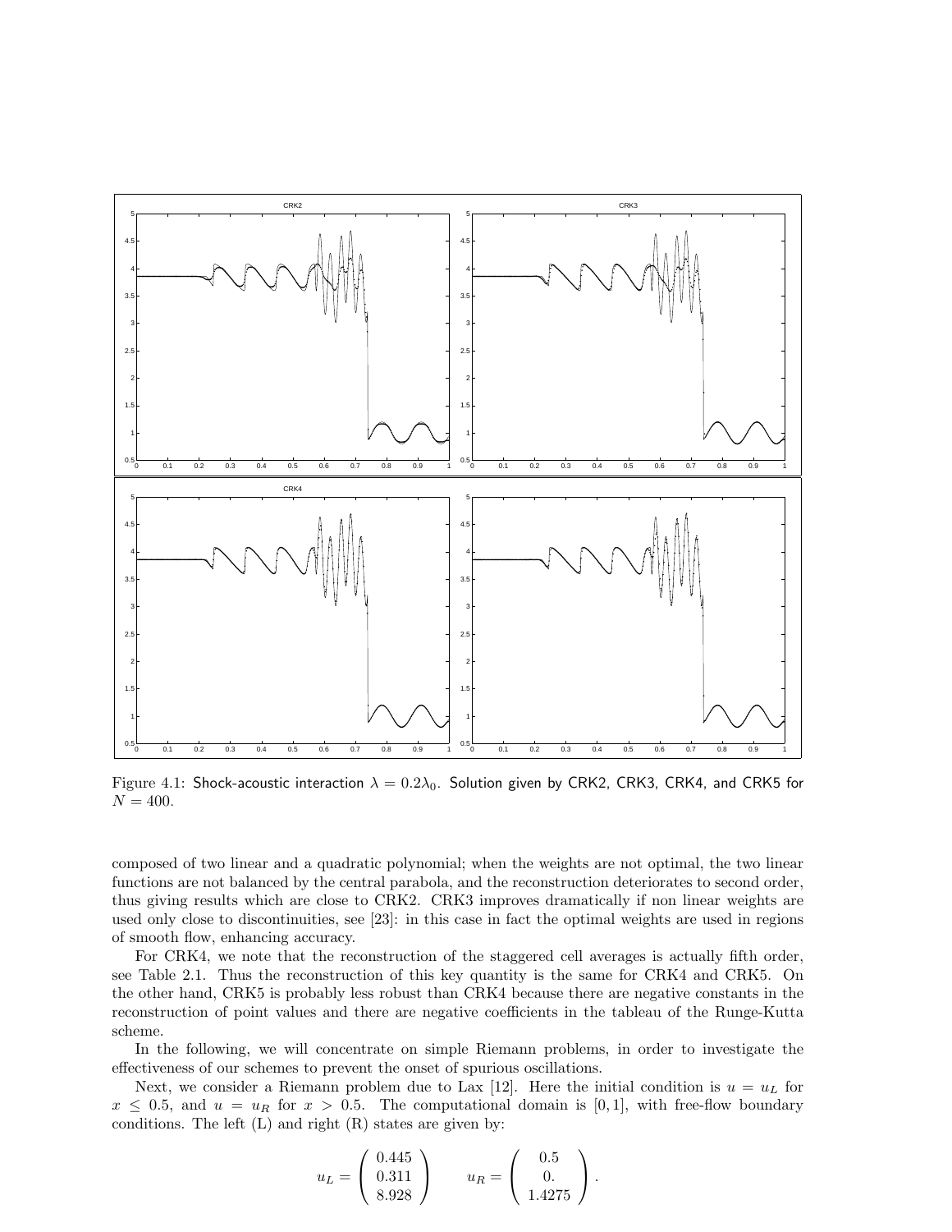Figure 4.1: Shock-acoustic interaction $\lambda = 0.2\lambda_0$. Solution given by CRK2, CRK3, CRK4, and CRK5 for $N = 400$.

composed of two linear and a quadratic polynomial; when the weights are not optimal, the two linear functions are not balanced by the central parabola, and the reconstruction deteriorates to second order, thus giving results which are close to CRK2. CRK3 improves dramatically if non linear weights are used only close to discontinuities, see [23]: in this case in fact the optimal weights are used in regions of smooth flow, enhancing accuracy.

For CRK4, we note that the reconstruction of the staggered cell averages is actually fifth order, see Table 2.1. Thus the reconstruction of this key quantity is the same for CRK4 and CRK5. On the other hand, CRK5 is probably less robust than CRK4 because there are negative constants in the reconstruction of point values and there are negative coefficients in the tableau of the Runge-Kutta scheme.

In the following, we will concentrate on simple Riemann problems, in order to investigate the effectiveness of our schemes to prevent the onset of spurious oscillations.

Next, we consider a Riemann problem due to Lax [12]. Here the initial condition is $u = u_L$ for $x \leq 0.5$, and $u = u_R$ for $x > 0.5$. The computational domain is $[0, 1]$, with free-flow boundary conditions. The left (L) and right (R) states are given by:

$$u_L = \begin{pmatrix} 0.445 \\ 0.311 \\ 8.928 \end{pmatrix} \qquad u_R = \begin{pmatrix} 0.5 \\ 0. \\ 1.4275 \end{pmatrix}.$$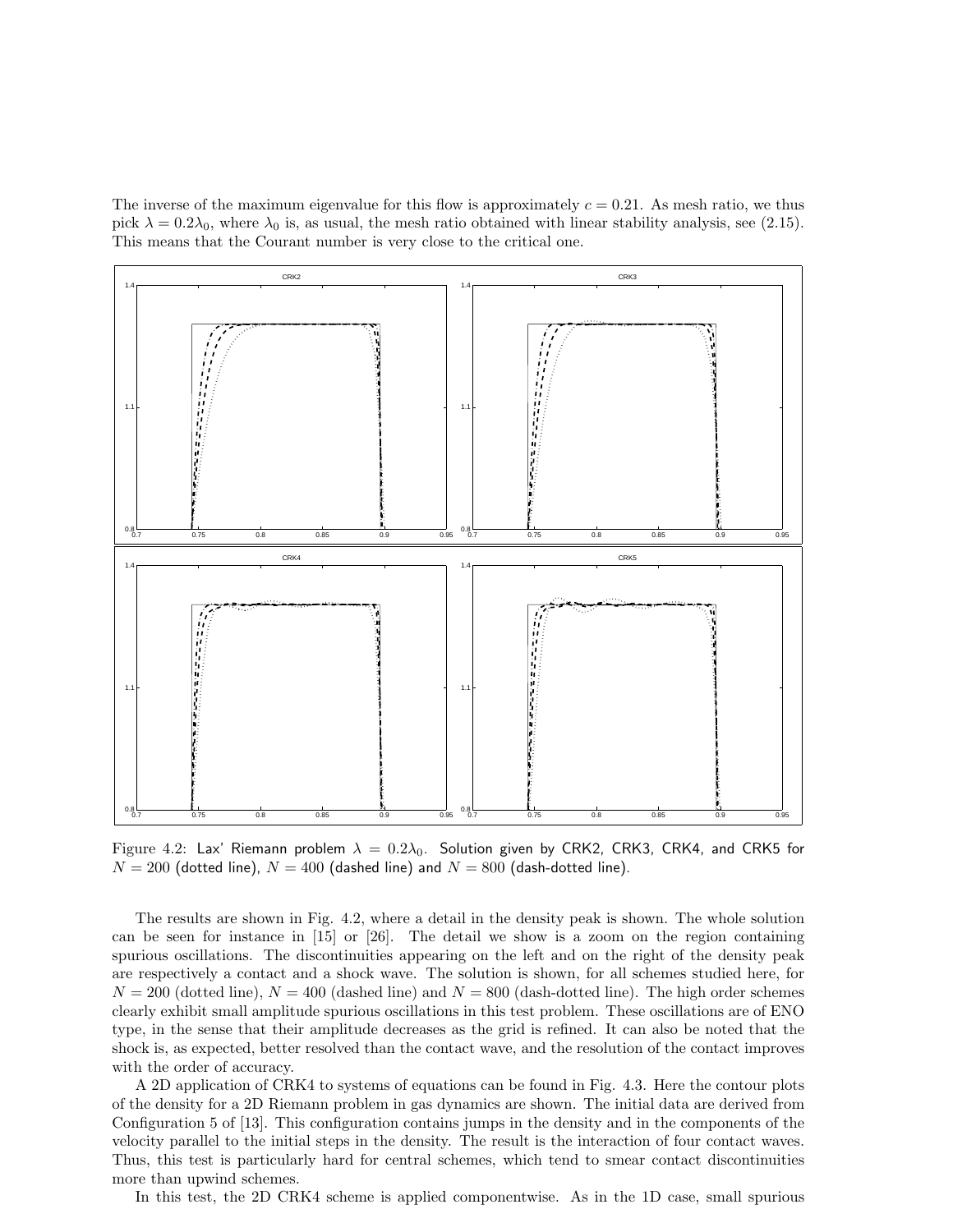The inverse of the maximum eigenvalue for this flow is approximately $c = 0.21$. As mesh ratio, we thus pick $\lambda = 0.2\lambda_0$, where $\lambda_0$ is, as usual, the mesh ratio obtained with linear stability analysis, see (2.15). This means that the Courant number is very close to the critical one.

Figure 4.2: Lax' Riemann problem $\lambda = 0.2\lambda_0$. Solution given by CRK2, CRK3, CRK4, and CRK5 for $N = 200$ (dotted line), $N = 400$ (dashed line) and $N = 800$ (dash-dotted line).

The results are shown in Fig. 4.2, where a detail in the density peak is shown. The whole solution can be seen for instance in [15] or [26]. The detail we show is a zoom on the region containing spurious oscillations. The discontinuities appearing on the left and on the right of the density peak are respectively a contact and a shock wave. The solution is shown, for all schemes studied here, for $N = 200$ (dotted line), $N = 400$ (dashed line) and $N = 800$ (dash-dotted line). The high order schemes clearly exhibit small amplitude spurious oscillations in this test problem. These oscillations are of ENO type, in the sense that their amplitude decreases as the grid is refined. It can also be noted that the shock is, as expected, better resolved than the contact wave, and the resolution of the contact improves with the order of accuracy.

A 2D application of CRK4 to systems of equations can be found in Fig. 4.3. Here the contour plots of the density for a 2D Riemann problem in gas dynamics are shown. The initial data are derived from Configuration 5 of [13]. This configuration contains jumps in the density and in the components of the velocity parallel to the initial steps in the density. The result is the interaction of four contact waves. Thus, this test is particularly hard for central schemes, which tend to smear contact discontinuities more than upwind schemes.

In this test, the 2D CRK4 scheme is applied componentwise. As in the 1D case, small spurious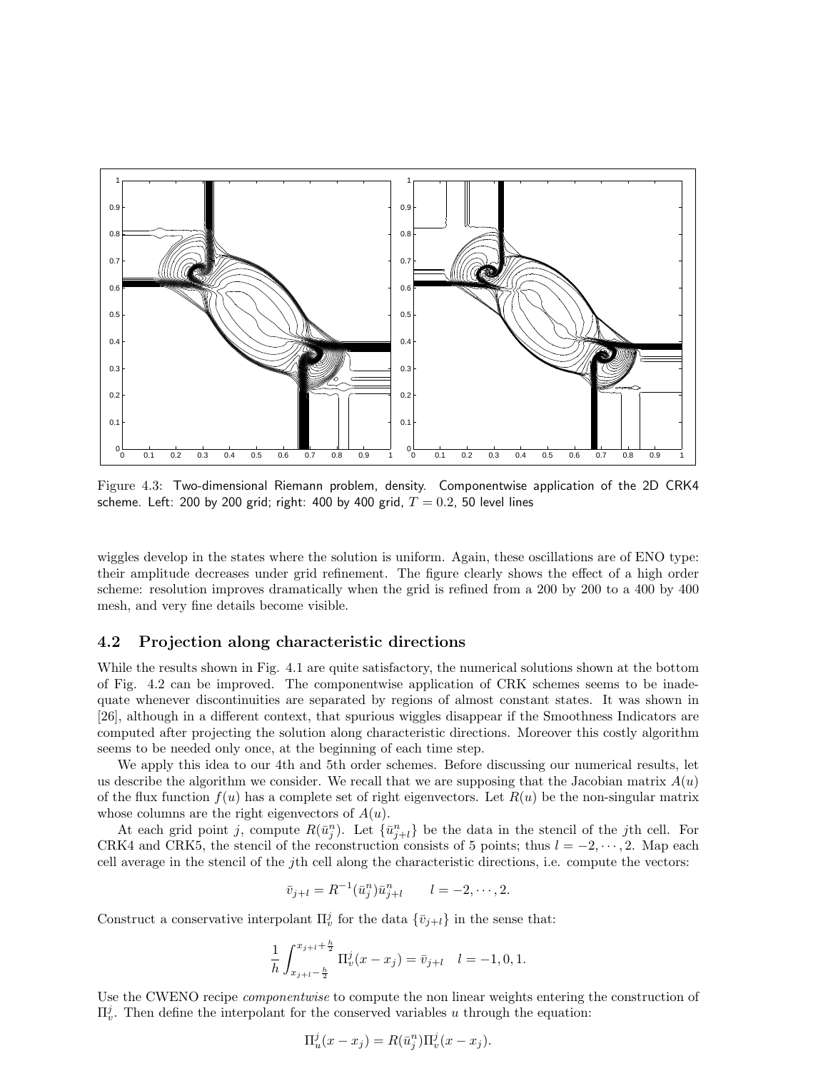Figure 4.3: Two-dimensional Riemann problem, density. Componentwise application of the 2D CRK4 scheme. Left: 200 by 200 grid; right: 400 by 400 grid, $T = 0.2$, 50 level lines

wiggles develop in the states where the solution is uniform. Again, these oscillations are of ENO type: their amplitude decreases under grid refinement. The figure clearly shows the effect of a high order scheme: resolution improves dramatically when the grid is refined from a 200 by 200 to a 400 by 400 mesh, and very fine details become visible.

## 4.2 Projection along characteristic directions

While the results shown in Fig. 4.1 are quite satisfactory, the numerical solutions shown at the bottom of Fig. 4.2 can be improved. The componentwise application of CRK schemes seems to be inadequate whenever discontinuities are separated by regions of almost constant states. It was shown in [26], although in a different context, that spurious wiggles disappear if the Smoothness Indicators are computed after projecting the solution along characteristic directions. Moreover this costly algorithm seems to be needed only once, at the beginning of each time step.

We apply this idea to our 4th and 5th order schemes. Before discussing our numerical results, let us describe the algorithm we consider. We recall that we are supposing that the Jacobian matrix $A(u)$ of the flux function $f(u)$ has a complete set of right eigenvectors. Let $R(u)$ be the non-singular matrix whose columns are the right eigenvectors of $A(u)$.

At each grid point $j$, compute $R(\bar{u}_j^n)$. Let $\{\bar{u}_{j+l}^n\}$ be the data in the stencil of the $j$th cell. For CRK4 and CRK5, the stencil of the reconstruction consists of 5 points; thus $l = -2, \cdots, 2$. Map each cell average in the stencil of the $j$th cell along the characteristic directions, i.e. compute the vectors:

$$\bar{v}_{j+l} = R^{-1}(\bar{u}_j^n)\bar{u}_{j+l}^n \qquad l = -2, \cdots, 2.$$

Construct a conservative interpolant $\Pi_v^j$ for the data $\{\bar{v}_{j+l}\}$ in the sense that:

$$\frac{1}{h}\int_{x_{j+l}-\frac{h}{2}}^{x_{j+l}+\frac{h}{2}} \Pi_v^j(x - x_j) = \bar{v}_{j+l} \quad l = -1, 0, 1.$$

Use the CWENO recipe *componentwise* to compute the non linear weights entering the construction of $\Pi_v^j$. Then define the interpolant for the conserved variables $u$ through the equation:

$$\Pi_u^j(x - x_j) = R(\bar{u}_j^n)\Pi_v^j(x - x_j).$$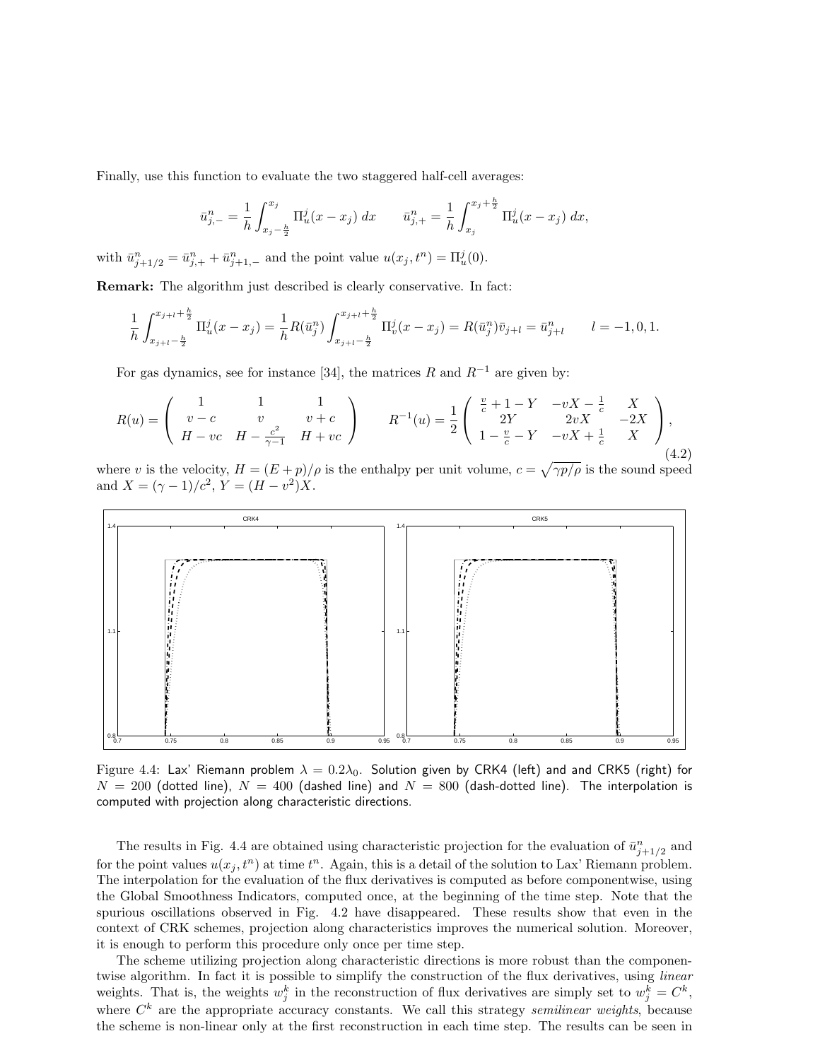Finally, use this function to evaluate the two staggered half-cell averages:

$$\bar{u}^n_{j,-} = \frac{1}{h}\int_{x_j-\frac{h}{2}}^{x_j} \Pi^j_u(x-x_j)\,dx \qquad \bar{u}^n_{j,+} = \frac{1}{h}\int_{x_j}^{x_j+\frac{h}{2}} \Pi^j_u(x-x_j)\,dx,$$

with $\bar{u}^n_{j+1/2} = \bar{u}^n_{j,+} + \bar{u}^n_{j+1,-}$ and the point value $u(x_j, t^n) = \Pi^j_u(0)$.

**Remark:** The algorithm just described is clearly conservative. In fact:

$$\frac{1}{h}\int_{x_{j+l}-\frac{h}{2}}^{x_{j+l}+\frac{h}{2}} \Pi^j_u(x-x_j) = \frac{1}{h}R(\bar{u}^n_j)\int_{x_{j+l}-\frac{h}{2}}^{x_{j+l}+\frac{h}{2}} \Pi^j_v(x-x_j) = R(\bar{u}^n_j)\bar{v}_{j+l} = \bar{u}^n_{j+l} \qquad l=-1,0,1.$$

For gas dynamics, see for instance [34], the matrices $R$ and $R^{-1}$ are given by:

$$R(u) = \begin{pmatrix} 1 & 1 & 1 \\ v-c & v & v+c \\ H-vc & H-\frac{c^2}{\gamma-1} & H+vc \end{pmatrix} \qquad R^{-1}(u) = \frac{1}{2}\begin{pmatrix} \frac{v}{c}+1-Y & -vX-\frac{1}{c} & X \\ 2Y & 2vX & -2X \\ 1-\frac{v}{c}-Y & -vX+\frac{1}{c} & X \end{pmatrix}, \tag{4.2}$$

where $v$ is the velocity, $H = (E+p)/\rho$ is the enthalpy per unit volume, $c = \sqrt{\gamma p/\rho}$ is the sound speed and $X = (\gamma-1)/c^2$, $Y = (H-v^2)X$.

Figure 4.4: Lax' Riemann problem $\lambda = 0.2\lambda_0$. Solution given by CRK4 (left) and and CRK5 (right) for $N = 200$ (dotted line), $N = 400$ (dashed line) and $N = 800$ (dash-dotted line). The interpolation is computed with projection along characteristic directions.

The results in Fig. 4.4 are obtained using characteristic projection for the evaluation of $\bar{u}^n_{j+1/2}$ and for the point values $u(x_j, t^n)$ at time $t^n$. Again, this is a detail of the solution to Lax' Riemann problem. The interpolation for the evaluation of the flux derivatives is computed as before componentwise, using the Global Smoothness Indicators, computed once, at the beginning of the time step. Note that the spurious oscillations observed in Fig. 4.2 have disappeared. These results show that even in the context of CRK schemes, projection along characteristics improves the numerical solution. Moreover, it is enough to perform this procedure only once per time step.

The scheme utilizing projection along characteristic directions is more robust than the componentwise algorithm. In fact it is possible to simplify the construction of the flux derivatives, using *linear* weights. That is, the weights $w^k_j$ in the reconstruction of flux derivatives are simply set to $w^k_j = C^k$, where $C^k$ are the appropriate accuracy constants. We call this strategy *semilinear weights*, because the scheme is non-linear only at the first reconstruction in each time step. The results can be seen in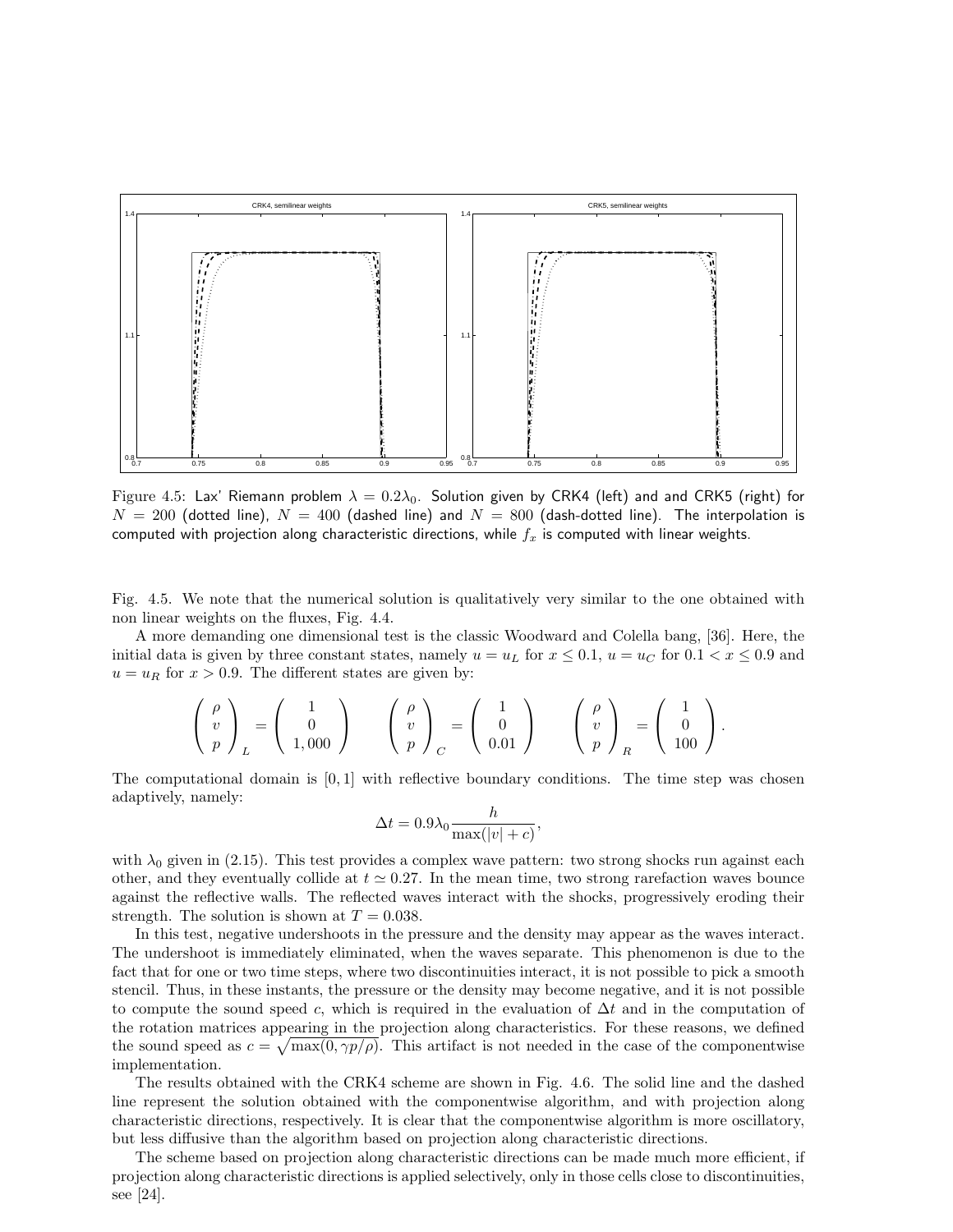Figure 4.5: Lax' Riemann problem $\lambda = 0.2\lambda_0$. Solution given by CRK4 (left) and and CRK5 (right) for $N = 200$ (dotted line), $N = 400$ (dashed line) and $N = 800$ (dash-dotted line). The interpolation is computed with projection along characteristic directions, while $f_x$ is computed with linear weights.

Fig. 4.5. We note that the numerical solution is qualitatively very similar to the one obtained with non linear weights on the fluxes, Fig. 4.4.

A more demanding one dimensional test is the classic Woodward and Colella bang, [36]. Here, the initial data is given by three constant states, namely $u = u_L$ for $x \leq 0.1$, $u = u_C$ for $0.1 < x \leq 0.9$ and $u = u_R$ for $x > 0.9$. The different states are given by:

$$\begin{pmatrix} \rho \\ v \\ p \end{pmatrix}_L = \begin{pmatrix} 1 \\ 0 \\ 1,000 \end{pmatrix} \qquad \begin{pmatrix} \rho \\ v \\ p \end{pmatrix}_C = \begin{pmatrix} 1 \\ 0 \\ 0.01 \end{pmatrix} \qquad \begin{pmatrix} \rho \\ v \\ p \end{pmatrix}_R = \begin{pmatrix} 1 \\ 0 \\ 100 \end{pmatrix}.$$

The computational domain is $[0, 1]$ with reflective boundary conditions. The time step was chosen adaptively, namely:

$$\Delta t = 0.9\lambda_0 \frac{h}{\max(|v| + c)},$$

with $\lambda_0$ given in (2.15). This test provides a complex wave pattern: two strong shocks run against each other, and they eventually collide at $t \simeq 0.27$. In the mean time, two strong rarefaction waves bounce against the reflective walls. The reflected waves interact with the shocks, progressively eroding their strength. The solution is shown at $T = 0.038$.

In this test, negative undershoots in the pressure and the density may appear as the waves interact. The undershoot is immediately eliminated, when the waves separate. This phenomenon is due to the fact that for one or two time steps, where two discontinuities interact, it is not possible to pick a smooth stencil. Thus, in these instants, the pressure or the density may become negative, and it is not possible to compute the sound speed $c$, which is required in the evaluation of $\Delta t$ and in the computation of the rotation matrices appearing in the projection along characteristics. For these reasons, we defined the sound speed as $c = \sqrt{\max(0, \gamma p/\rho)}$. This artifact is not needed in the case of the componentwise implementation.

The results obtained with the CRK4 scheme are shown in Fig. 4.6. The solid line and the dashed line represent the solution obtained with the componentwise algorithm, and with projection along characteristic directions, respectively. It is clear that the componentwise algorithm is more oscillatory, but less diffusive than the algorithm based on projection along characteristic directions.

The scheme based on projection along characteristic directions can be made much more efficient, if projection along characteristic directions is applied selectively, only in those cells close to discontinuities, see [24].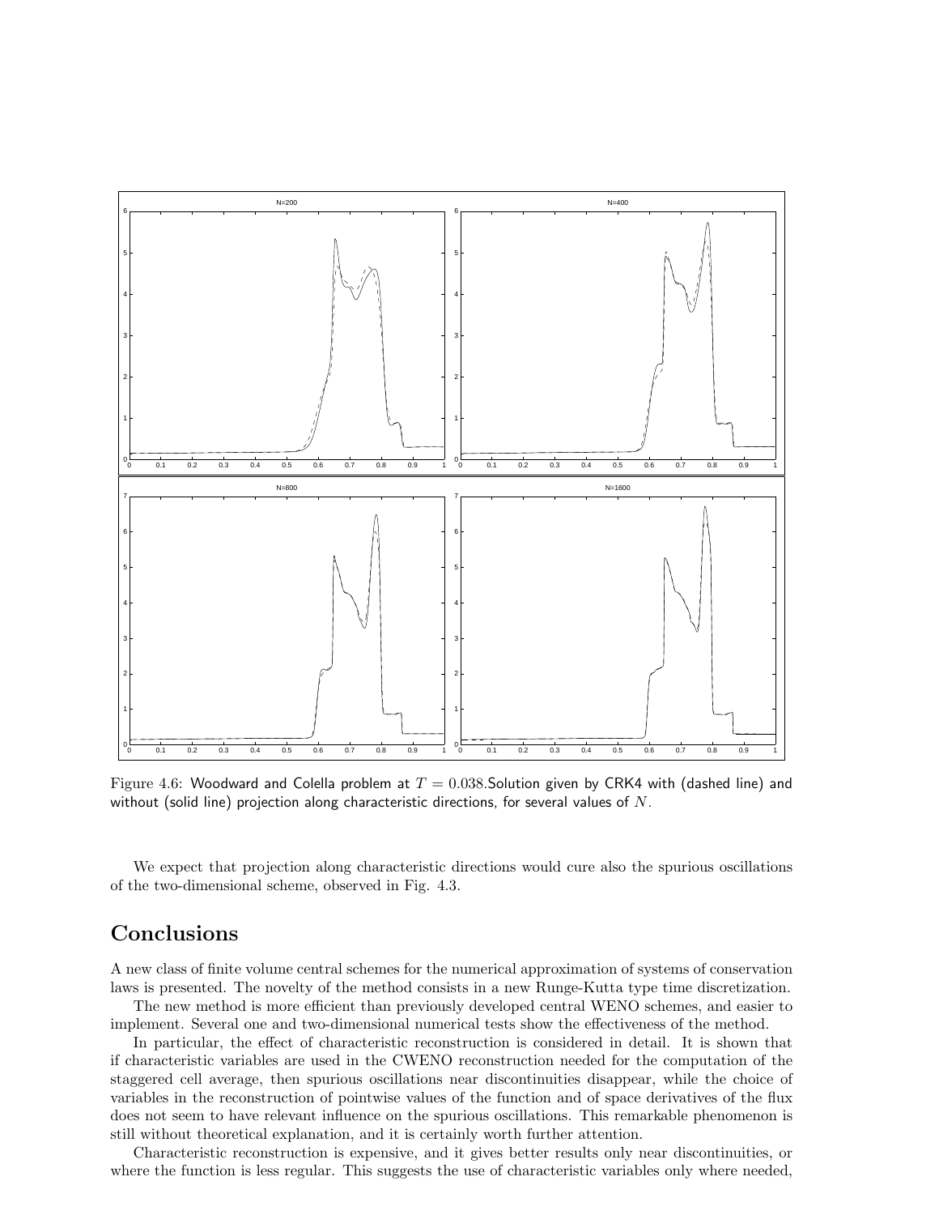Figure 4.6: Woodward and Colella problem at $T = 0.038$.Solution given by CRK4 with (dashed line) and without (solid line) projection along characteristic directions, for several values of $N$.

We expect that projection along characteristic directions would cure also the spurious oscillations of the two-dimensional scheme, observed in Fig. 4.3.

## Conclusions

A new class of finite volume central schemes for the numerical approximation of systems of conservation laws is presented. The novelty of the method consists in a new Runge-Kutta type time discretization.

The new method is more efficient than previously developed central WENO schemes, and easier to implement. Several one and two-dimensional numerical tests show the effectiveness of the method.

In particular, the effect of characteristic reconstruction is considered in detail. It is shown that if characteristic variables are used in the CWENO reconstruction needed for the computation of the staggered cell average, then spurious oscillations near discontinuities disappear, while the choice of variables in the reconstruction of pointwise values of the function and of space derivatives of the flux does not seem to have relevant influence on the spurious oscillations. This remarkable phenomenon is still without theoretical explanation, and it is certainly worth further attention.

Characteristic reconstruction is expensive, and it gives better results only near discontinuities, or where the function is less regular. This suggests the use of characteristic variables only where needed,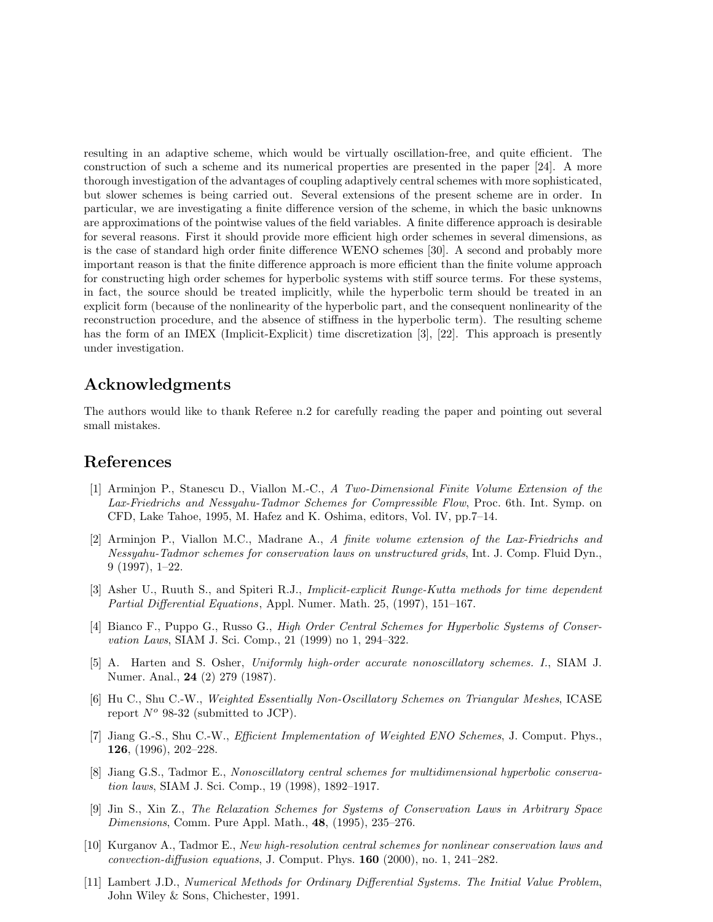resulting in an adaptive scheme, which would be virtually oscillation-free, and quite efficient. The construction of such a scheme and its numerical properties are presented in the paper [24]. A more thorough investigation of the advantages of coupling adaptively central schemes with more sophisticated, but slower schemes is being carried out. Several extensions of the present scheme are in order. In particular, we are investigating a finite difference version of the scheme, in which the basic unknowns are approximations of the pointwise values of the field variables. A finite difference approach is desirable for several reasons. First it should provide more efficient high order schemes in several dimensions, as is the case of standard high order finite difference WENO schemes [30]. A second and probably more important reason is that the finite difference approach is more efficient than the finite volume approach for constructing high order schemes for hyperbolic systems with stiff source terms. For these systems, in fact, the source should be treated implicitly, while the hyperbolic term should be treated in an explicit form (because of the nonlinearity of the hyperbolic part, and the consequent nonlinearity of the reconstruction procedure, and the absence of stiffness in the hyperbolic term). The resulting scheme has the form of an IMEX (Implicit-Explicit) time discretization [3], [22]. This approach is presently under investigation.

## Acknowledgments

The authors would like to thank Referee n.2 for carefully reading the paper and pointing out several small mistakes.

## References

[1] Arminjon P., Stanescu D., Viallon M.-C., *A Two-Dimensional Finite Volume Extension of the Lax-Friedrichs and Nessyahu-Tadmor Schemes for Compressible Flow*, Proc. 6th. Int. Symp. on CFD, Lake Tahoe, 1995, M. Hafez and K. Oshima, editors, Vol. IV, pp.7–14.

[2] Arminjon P., Viallon M.C., Madrane A., *A finite volume extension of the Lax-Friedrichs and Nessyahu-Tadmor schemes for conservation laws on unstructured grids*, Int. J. Comp. Fluid Dyn., 9 (1997), 1–22.

[3] Asher U., Ruuth S., and Spiteri R.J., *Implicit-explicit Runge-Kutta methods for time dependent Partial Differential Equations*, Appl. Numer. Math. 25, (1997), 151–167.

[4] Bianco F., Puppo G., Russo G., *High Order Central Schemes for Hyperbolic Systems of Conservation Laws*, SIAM J. Sci. Comp., 21 (1999) no 1, 294–322.

[5] A. Harten and S. Osher, *Uniformly high-order accurate nonoscillatory schemes. I.*, SIAM J. Numer. Anal., **24** (2) 279 (1987).

[6] Hu C., Shu C.-W., *Weighted Essentially Non-Oscillatory Schemes on Triangular Meshes*, ICASE report $N^o$ 98-32 (submitted to JCP).

[7] Jiang G.-S., Shu C.-W., *Efficient Implementation of Weighted ENO Schemes*, J. Comput. Phys., **126**, (1996), 202–228.

[8] Jiang G.S., Tadmor E., *Nonoscillatory central schemes for multidimensional hyperbolic conservation laws*, SIAM J. Sci. Comp., 19 (1998), 1892–1917.

[9] Jin S., Xin Z., *The Relaxation Schemes for Systems of Conservation Laws in Arbitrary Space Dimensions*, Comm. Pure Appl. Math., **48**, (1995), 235–276.

[10] Kurganov A., Tadmor E., *New high-resolution central schemes for nonlinear conservation laws and convection-diffusion equations*, J. Comput. Phys. **160** (2000), no. 1, 241–282.

[11] Lambert J.D., *Numerical Methods for Ordinary Differential Systems. The Initial Value Problem*, John Wiley & Sons, Chichester, 1991.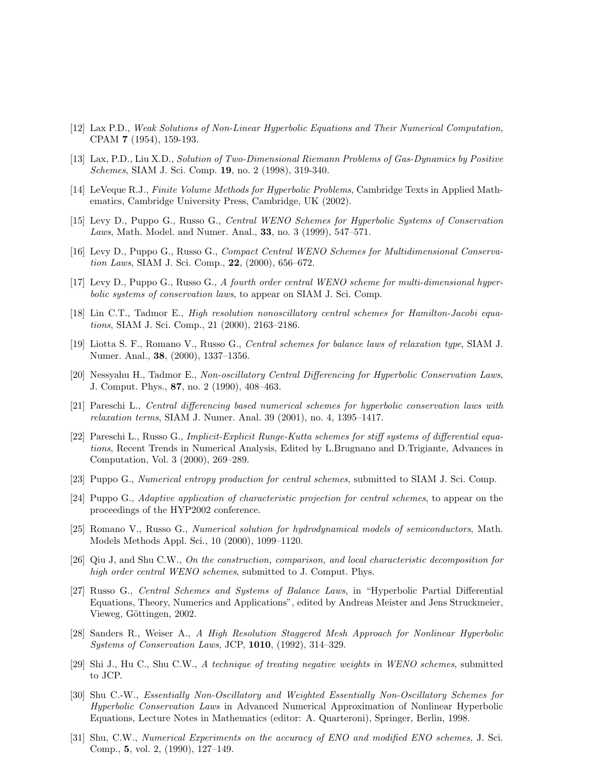[12] Lax P.D., *Weak Solutions of Non-Linear Hyperbolic Equations and Their Numerical Computation*, CPAM **7** (1954), 159-193.

[13] Lax, P.D., Liu X.D., *Solution of Two-Dimensional Riemann Problems of Gas-Dynamics by Positive Schemes*, SIAM J. Sci. Comp. **19**, no. 2 (1998), 319-340.

[14] LeVeque R.J., *Finite Volume Methods for Hyperbolic Problems*, Cambridge Texts in Applied Mathematics, Cambridge University Press, Cambridge, UK (2002).

[15] Levy D., Puppo G., Russo G., *Central WENO Schemes for Hyperbolic Systems of Conservation Laws*, Math. Model. and Numer. Anal., **33**, no. 3 (1999), 547–571.

[16] Levy D., Puppo G., Russo G., *Compact Central WENO Schemes for Multidimensional Conservation Laws*, SIAM J. Sci. Comp., **22**, (2000), 656–672.

[17] Levy D., Puppo G., Russo G., *A fourth order central WENO scheme for multi-dimensional hyperbolic systems of conservation laws*, to appear on SIAM J. Sci. Comp.

[18] Lin C.T., Tadmor E., *High resolution nonoscillatory central schemes for Hamilton-Jacobi equations*, SIAM J. Sci. Comp., 21 (2000), 2163–2186.

[19] Liotta S. F., Romano V., Russo G., *Central schemes for balance laws of relaxation type*, SIAM J. Numer. Anal., **38**, (2000), 1337–1356.

[20] Nessyahu H., Tadmor E., *Non-oscillatory Central Differencing for Hyperbolic Conservation Laws*, J. Comput. Phys., **87**, no. 2 (1990), 408–463.

[21] Pareschi L., *Central differencing based numerical schemes for hyperbolic conservation laws with relaxation terms*, SIAM J. Numer. Anal. 39 (2001), no. 4, 1395–1417.

[22] Pareschi L., Russo G., *Implicit-Explicit Runge-Kutta schemes for stiff systems of differential equations*, Recent Trends in Numerical Analysis, Edited by L.Brugnano and D.Trigiante, Advances in Computation, Vol. 3 (2000), 269–289.

[23] Puppo G., *Numerical entropy production for central schemes*, submitted to SIAM J. Sci. Comp.

[24] Puppo G., *Adaptive application of characteristic projection for central schemes*, to appear on the proceedings of the HYP2002 conference.

[25] Romano V., Russo G., *Numerical solution for hydrodynamical models of semiconductors*, Math. Models Methods Appl. Sci., 10 (2000), 1099–1120.

[26] Qiu J, and Shu C.W., *On the construction, comparison, and local characteristic decomposition for high order central WENO schemes*, submitted to J. Comput. Phys.

[27] Russo G., *Central Schemes and Systems of Balance Laws*, in "Hyperbolic Partial Differential Equations, Theory, Numerics and Applications", edited by Andreas Meister and Jens Struckmeier, Vieweg, Göttingen, 2002.

[28] Sanders R., Weiser A., *A High Resolution Staggered Mesh Approach for Nonlinear Hyperbolic Systems of Conservation Laws*, JCP, **1010**, (1992), 314–329.

[29] Shi J., Hu C., Shu C.W., *A technique of treating negative weights in WENO schemes*, submitted to JCP.

[30] Shu C.-W., *Essentially Non-Oscillatory and Weighted Essentially Non-Oscillatory Schemes for Hyperbolic Conservation Laws* in Advanced Numerical Approximation of Nonlinear Hyperbolic Equations, Lecture Notes in Mathematics (editor: A. Quarteroni), Springer, Berlin, 1998.

[31] Shu, C.W., *Numerical Experiments on the accuracy of ENO and modified ENO schemes*, J. Sci. Comp., **5**, vol. 2, (1990), 127–149.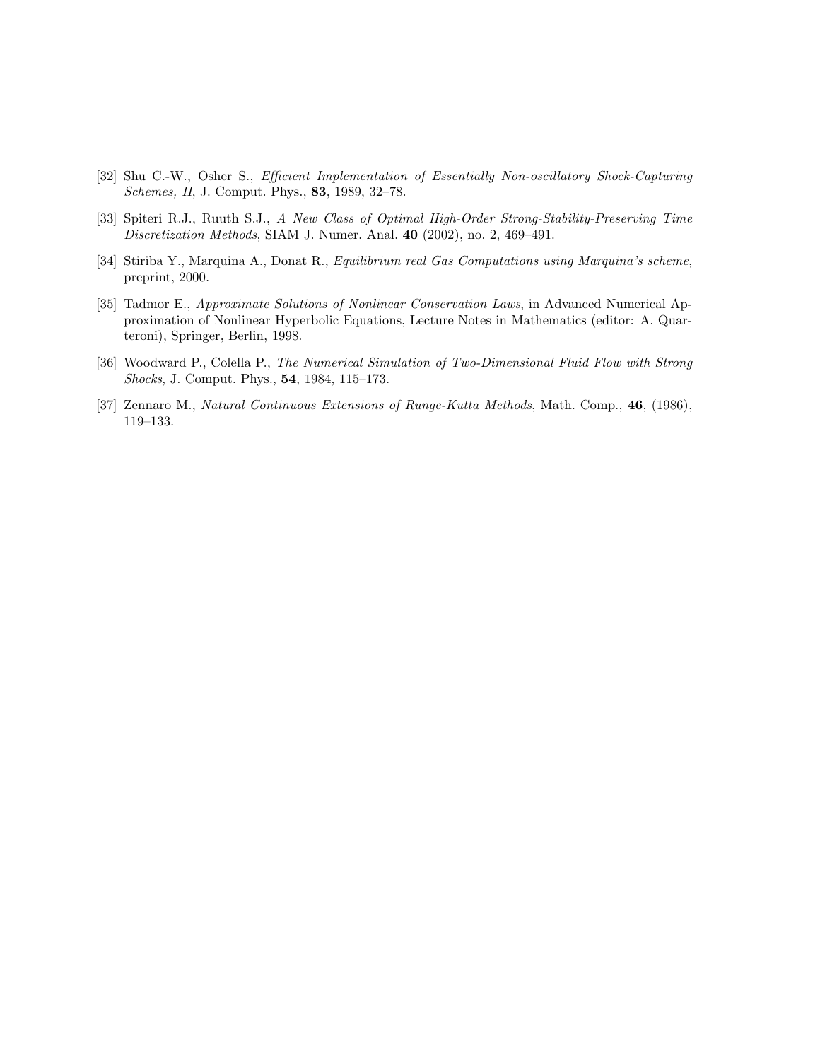[32] Shu C.-W., Osher S., *Efficient Implementation of Essentially Non-oscillatory Shock-Capturing Schemes, II*, J. Comput. Phys., **83**, 1989, 32–78.

[33] Spiteri R.J., Ruuth S.J., *A New Class of Optimal High-Order Strong-Stability-Preserving Time Discretization Methods*, SIAM J. Numer. Anal. **40** (2002), no. 2, 469–491.

[34] Stiriba Y., Marquina A., Donat R., *Equilibrium real Gas Computations using Marquina's scheme*, preprint, 2000.

[35] Tadmor E., *Approximate Solutions of Nonlinear Conservation Laws*, in Advanced Numerical Approximation of Nonlinear Hyperbolic Equations, Lecture Notes in Mathematics (editor: A. Quarteroni), Springer, Berlin, 1998.

[36] Woodward P., Colella P., *The Numerical Simulation of Two-Dimensional Fluid Flow with Strong Shocks*, J. Comput. Phys., **54**, 1984, 115–173.

[37] Zennaro M., *Natural Continuous Extensions of Runge-Kutta Methods*, Math. Comp., **46**, (1986), 119–133.